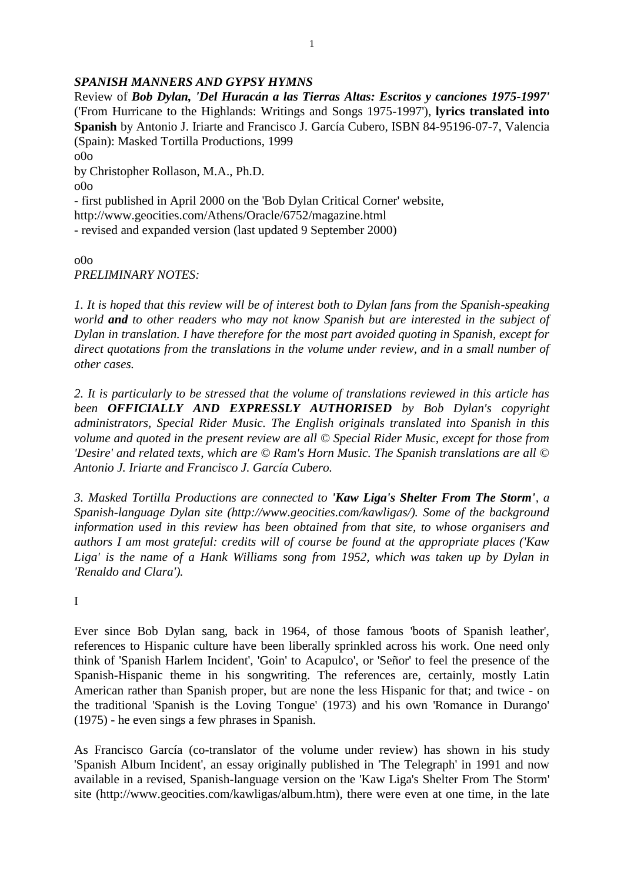***SPANISH MANNERS AND GYPSY HYMNS***

Review of ***Bob Dylan, 'Del Huracán a las Tierras Altas: Escritos y canciones 1975-1997'*** ('From Hurricane to the Highlands: Writings and Songs 1975-1997'), **lyrics translated into Spanish** by Antonio J. Iriarte and Francisco J. García Cubero, ISBN 84-95196-07-7, Valencia (Spain): Masked Tortilla Productions, 1999

o0o

by Christopher Rollason, M.A., Ph.D.

o0o

- first published in April 2000 on the 'Bob Dylan Critical Corner' website, http://www.geocities.com/Athens/Oracle/6752/magazine.html
- revised and expanded version (last updated 9 September 2000)

o0o

*PRELIMINARY NOTES:*

*1. It is hoped that this review will be of interest both to Dylan fans from the Spanish-speaking world **and** to other readers who may not know Spanish but are interested in the subject of Dylan in translation. I have therefore for the most part avoided quoting in Spanish, except for direct quotations from the translations in the volume under review, and in a small number of other cases.*

*2. It is particularly to be stressed that the volume of translations reviewed in this article has been **OFFICIALLY AND EXPRESSLY AUTHORISED** by Bob Dylan's copyright administrators, Special Rider Music. The English originals translated into Spanish in this volume and quoted in the present review are all © Special Rider Music, except for those from 'Desire' and related texts, which are © Ram's Horn Music. The Spanish translations are all © Antonio J. Iriarte and Francisco J. García Cubero.*

*3. Masked Tortilla Productions are connected to **'Kaw Liga's Shelter From The Storm'**, a Spanish-language Dylan site (http://www.geocities.com/kawligas/). Some of the background information used in this review has been obtained from that site, to whose organisers and authors I am most grateful: credits will of course be found at the appropriate places ('Kaw Liga' is the name of a Hank Williams song from 1952, which was taken up by Dylan in 'Renaldo and Clara').*

## I

Ever since Bob Dylan sang, back in 1964, of those famous 'boots of Spanish leather', references to Hispanic culture have been liberally sprinkled across his work. One need only think of 'Spanish Harlem Incident', 'Goin' to Acapulco', or 'Señor' to feel the presence of the Spanish-Hispanic theme in his songwriting. The references are, certainly, mostly Latin American rather than Spanish proper, but are none the less Hispanic for that; and twice - on the traditional 'Spanish is the Loving Tongue' (1973) and his own 'Romance in Durango' (1975) - he even sings a few phrases in Spanish.

As Francisco García (co-translator of the volume under review) has shown in his study 'Spanish Album Incident', an essay originally published in 'The Telegraph' in 1991 and now available in a revised, Spanish-language version on the 'Kaw Liga's Shelter From The Storm' site (http://www.geocities.com/kawligas/album.htm), there were even at one time, in the late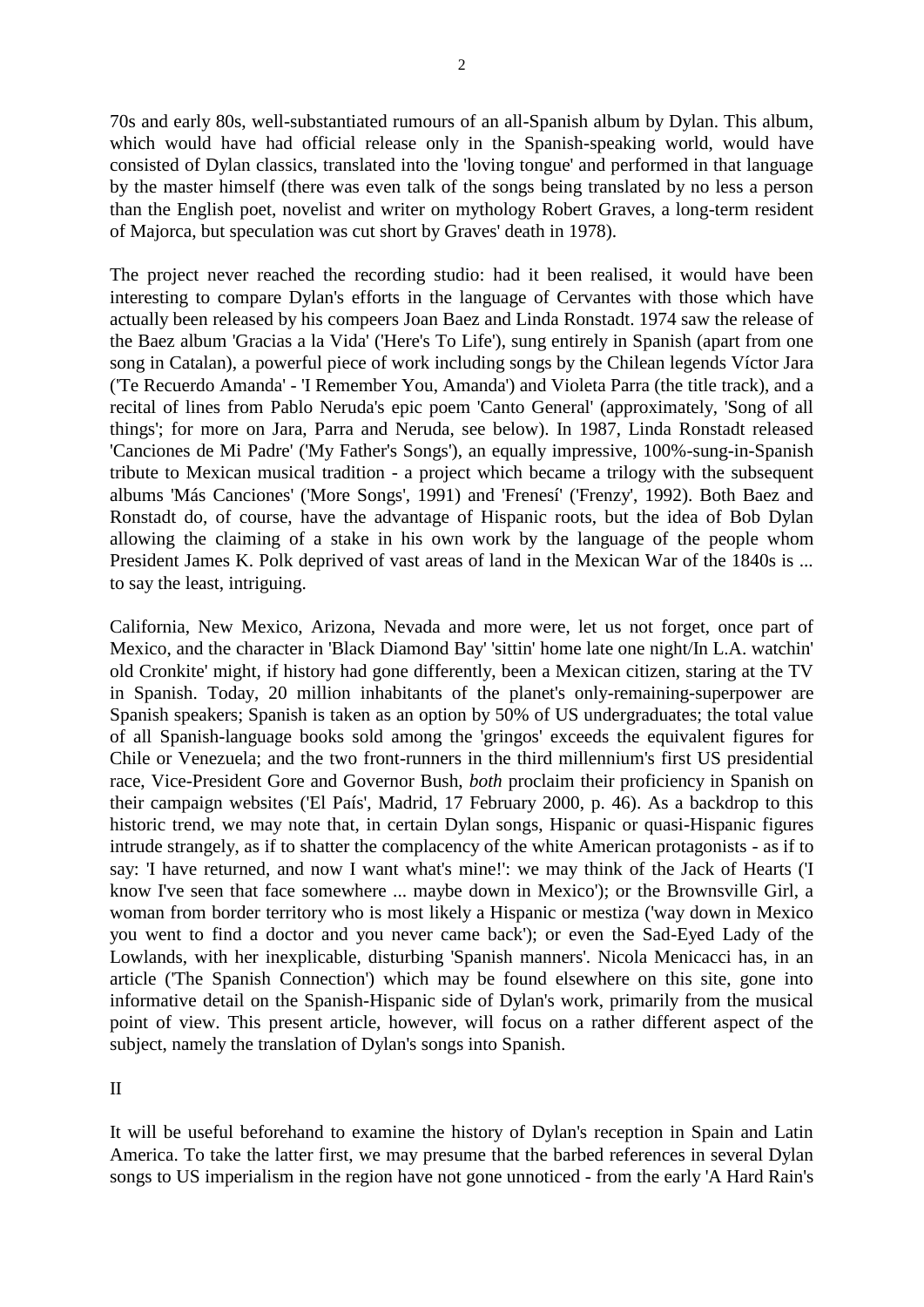70s and early 80s, well-substantiated rumours of an all-Spanish album by Dylan. This album, which would have had official release only in the Spanish-speaking world, would have consisted of Dylan classics, translated into the 'loving tongue' and performed in that language by the master himself (there was even talk of the songs being translated by no less a person than the English poet, novelist and writer on mythology Robert Graves, a long-term resident of Majorca, but speculation was cut short by Graves' death in 1978).

The project never reached the recording studio: had it been realised, it would have been interesting to compare Dylan's efforts in the language of Cervantes with those which have actually been released by his compeers Joan Baez and Linda Ronstadt. 1974 saw the release of the Baez album 'Gracias a la Vida' ('Here's To Life'), sung entirely in Spanish (apart from one song in Catalan), a powerful piece of work including songs by the Chilean legends Víctor Jara ('Te Recuerdo Amanda' - 'I Remember You, Amanda') and Violeta Parra (the title track), and a recital of lines from Pablo Neruda's epic poem 'Canto General' (approximately, 'Song of all things'; for more on Jara, Parra and Neruda, see below). In 1987, Linda Ronstadt released 'Canciones de Mi Padre' ('My Father's Songs'), an equally impressive, 100%-sung-in-Spanish tribute to Mexican musical tradition - a project which became a trilogy with the subsequent albums 'Más Canciones' ('More Songs', 1991) and 'Frenesí' ('Frenzy', 1992). Both Baez and Ronstadt do, of course, have the advantage of Hispanic roots, but the idea of Bob Dylan allowing the claiming of a stake in his own work by the language of the people whom President James K. Polk deprived of vast areas of land in the Mexican War of the 1840s is ... to say the least, intriguing.

California, New Mexico, Arizona, Nevada and more were, let us not forget, once part of Mexico, and the character in 'Black Diamond Bay' 'sittin' home late one night/In L.A. watchin' old Cronkite' might, if history had gone differently, been a Mexican citizen, staring at the TV in Spanish. Today, 20 million inhabitants of the planet's only-remaining-superpower are Spanish speakers; Spanish is taken as an option by 50% of US undergraduates; the total value of all Spanish-language books sold among the 'gringos' exceeds the equivalent figures for Chile or Venezuela; and the two front-runners in the third millennium's first US presidential race, Vice-President Gore and Governor Bush, *both* proclaim their proficiency in Spanish on their campaign websites ('El País', Madrid, 17 February 2000, p. 46). As a backdrop to this historic trend, we may note that, in certain Dylan songs, Hispanic or quasi-Hispanic figures intrude strangely, as if to shatter the complacency of the white American protagonists - as if to say: 'I have returned, and now I want what's mine!': we may think of the Jack of Hearts ('I know I've seen that face somewhere ... maybe down in Mexico'); or the Brownsville Girl, a woman from border territory who is most likely a Hispanic or mestiza ('way down in Mexico you went to find a doctor and you never came back'); or even the Sad-Eyed Lady of the Lowlands, with her inexplicable, disturbing 'Spanish manners'. Nicola Menicacci has, in an article ('The Spanish Connection') which may be found elsewhere on this site, gone into informative detail on the Spanish-Hispanic side of Dylan's work, primarily from the musical point of view. This present article, however, will focus on a rather different aspect of the subject, namely the translation of Dylan's songs into Spanish.

## II

It will be useful beforehand to examine the history of Dylan's reception in Spain and Latin America. To take the latter first, we may presume that the barbed references in several Dylan songs to US imperialism in the region have not gone unnoticed - from the early 'A Hard Rain's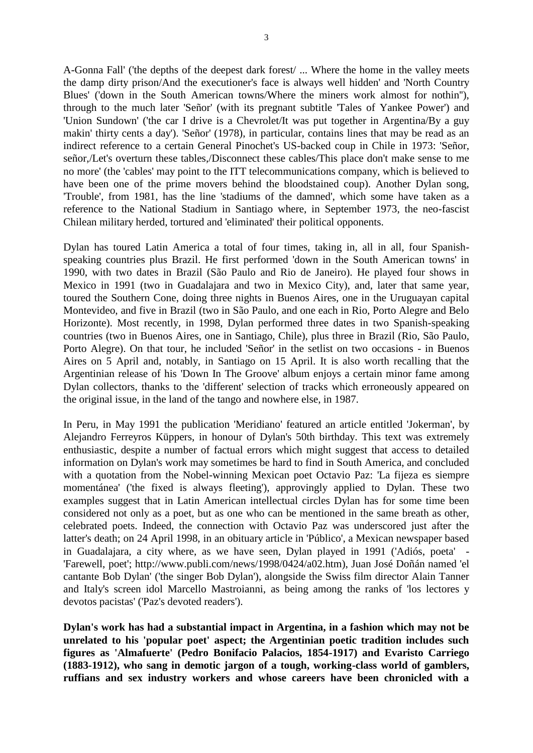A-Gonna Fall' ('the depths of the deepest dark forest/ ... Where the home in the valley meets the damp dirty prison/And the executioner's face is always well hidden' and 'North Country Blues' ('down in the South American towns/Where the miners work almost for nothin''), through to the much later 'Señor' (with its pregnant subtitle 'Tales of Yankee Power') and 'Union Sundown' ('the car I drive is a Chevrolet/It was put together in Argentina/By a guy makin' thirty cents a day'). 'Señor' (1978), in particular, contains lines that may be read as an indirect reference to a certain General Pinochet's US-backed coup in Chile in 1973: 'Señor, señor,/Let's overturn these tables,/Disconnect these cables/This place don't make sense to me no more' (the 'cables' may point to the ITT telecommunications company, which is believed to have been one of the prime movers behind the bloodstained coup). Another Dylan song, 'Trouble', from 1981, has the line 'stadiums of the damned', which some have taken as a reference to the National Stadium in Santiago where, in September 1973, the neo-fascist Chilean military herded, tortured and 'eliminated' their political opponents.

Dylan has toured Latin America a total of four times, taking in, all in all, four Spanish-speaking countries plus Brazil. He first performed 'down in the South American towns' in 1990, with two dates in Brazil (São Paulo and Rio de Janeiro). He played four shows in Mexico in 1991 (two in Guadalajara and two in Mexico City), and, later that same year, toured the Southern Cone, doing three nights in Buenos Aires, one in the Uruguayan capital Montevideo, and five in Brazil (two in São Paulo, and one each in Rio, Porto Alegre and Belo Horizonte). Most recently, in 1998, Dylan performed three dates in two Spanish-speaking countries (two in Buenos Aires, one in Santiago, Chile), plus three in Brazil (Rio, São Paulo, Porto Alegre). On that tour, he included 'Señor' in the setlist on two occasions - in Buenos Aires on 5 April and, notably, in Santiago on 15 April. It is also worth recalling that the Argentinian release of his 'Down In The Groove' album enjoys a certain minor fame among Dylan collectors, thanks to the 'different' selection of tracks which erroneously appeared on the original issue, in the land of the tango and nowhere else, in 1987.

In Peru, in May 1991 the publication 'Meridiano' featured an article entitled 'Jokerman', by Alejandro Ferreyros Küppers, in honour of Dylan's 50th birthday. This text was extremely enthusiastic, despite a number of factual errors which might suggest that access to detailed information on Dylan's work may sometimes be hard to find in South America, and concluded with a quotation from the Nobel-winning Mexican poet Octavio Paz: 'La fijeza es siempre momentánea' ('the fixed is always fleeting'), approvingly applied to Dylan. These two examples suggest that in Latin American intellectual circles Dylan has for some time been considered not only as a poet, but as one who can be mentioned in the same breath as other, celebrated poets. Indeed, the connection with Octavio Paz was underscored just after the latter's death; on 24 April 1998, in an obituary article in 'Público', a Mexican newspaper based in Guadalajara, a city where, as we have seen, Dylan played in 1991 ('Adiós, poeta' - 'Farewell, poet'; http://www.publi.com/news/1998/0424/a02.htm), Juan José Doñán named 'el cantante Bob Dylan' ('the singer Bob Dylan'), alongside the Swiss film director Alain Tanner and Italy's screen idol Marcello Mastroianni, as being among the ranks of 'los lectores y devotos pacistas' ('Paz's devoted readers').

**Dylan's work has had a substantial impact in Argentina, in a fashion which may not be unrelated to his 'popular poet' aspect; the Argentinian poetic tradition includes such figures as 'Almafuerte' (Pedro Bonifacio Palacios, 1854-1917) and Evaristo Carriego (1883-1912), who sang in demotic jargon of a tough, working-class world of gamblers, ruffians and sex industry workers and whose careers have been chronicled with a**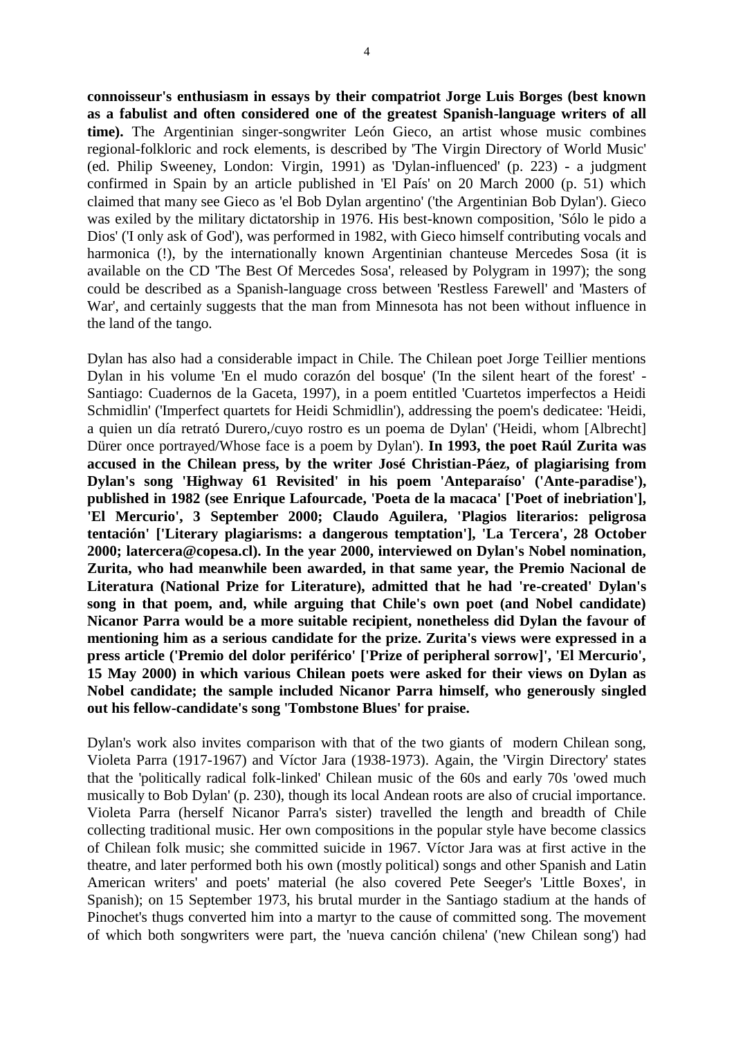**connoisseur's enthusiasm in essays by their compatriot Jorge Luis Borges (best known as a fabulist and often considered one of the greatest Spanish-language writers of all time).** The Argentinian singer-songwriter León Gieco, an artist whose music combines regional-folkloric and rock elements, is described by 'The Virgin Directory of World Music' (ed. Philip Sweeney, London: Virgin, 1991) as 'Dylan-influenced' (p. 223) - a judgment confirmed in Spain by an article published in 'El País' on 20 March 2000 (p. 51) which claimed that many see Gieco as 'el Bob Dylan argentino' ('the Argentinian Bob Dylan'). Gieco was exiled by the military dictatorship in 1976. His best-known composition, 'Sólo le pido a Dios' ('I only ask of God'), was performed in 1982, with Gieco himself contributing vocals and harmonica (!), by the internationally known Argentinian chanteuse Mercedes Sosa (it is available on the CD 'The Best Of Mercedes Sosa', released by Polygram in 1997); the song could be described as a Spanish-language cross between 'Restless Farewell' and 'Masters of War', and certainly suggests that the man from Minnesota has not been without influence in the land of the tango.

Dylan has also had a considerable impact in Chile. The Chilean poet Jorge Teillier mentions Dylan in his volume 'En el mudo corazón del bosque' ('In the silent heart of the forest' - Santiago: Cuadernos de la Gaceta, 1997), in a poem entitled 'Cuartetos imperfectos a Heidi Schmidlin' ('Imperfect quartets for Heidi Schmidlin'), addressing the poem's dedicatee: 'Heidi, a quien un día retrató Durero,/cuyo rostro es un poema de Dylan' ('Heidi, whom [Albrecht] Dürer once portrayed/Whose face is a poem by Dylan'). **In 1993, the poet Raúl Zurita was accused in the Chilean press, by the writer José Christian-Páez, of plagiarising from Dylan's song 'Highway 61 Revisited' in his poem 'Anteparaíso' ('Ante-paradise'), published in 1982 (see Enrique Lafourcade, 'Poeta de la macaca' ['Poet of inebriation'], 'El Mercurio', 3 September 2000; Claudo Aguilera, 'Plagios literarios: peligrosa tentación' ['Literary plagiarisms: a dangerous temptation'], 'La Tercera', 28 October 2000; latercera@copesa.cl). In the year 2000, interviewed on Dylan's Nobel nomination, Zurita, who had meanwhile been awarded, in that same year, the Premio Nacional de Literatura (National Prize for Literature), admitted that he had 're-created' Dylan's song in that poem, and, while arguing that Chile's own poet (and Nobel candidate) Nicanor Parra would be a more suitable recipient, nonetheless did Dylan the favour of mentioning him as a serious candidate for the prize. Zurita's views were expressed in a press article ('Premio del dolor periférico' ['Prize of peripheral sorrow]', 'El Mercurio', 15 May 2000) in which various Chilean poets were asked for their views on Dylan as Nobel candidate; the sample included Nicanor Parra himself, who generously singled out his fellow-candidate's song 'Tombstone Blues' for praise.**

Dylan's work also invites comparison with that of the two giants of modern Chilean song, Violeta Parra (1917-1967) and Víctor Jara (1938-1973). Again, the 'Virgin Directory' states that the 'politically radical folk-linked' Chilean music of the 60s and early 70s 'owed much musically to Bob Dylan' (p. 230), though its local Andean roots are also of crucial importance. Violeta Parra (herself Nicanor Parra's sister) travelled the length and breadth of Chile collecting traditional music. Her own compositions in the popular style have become classics of Chilean folk music; she committed suicide in 1967. Víctor Jara was at first active in the theatre, and later performed both his own (mostly political) songs and other Spanish and Latin American writers' and poets' material (he also covered Pete Seeger's 'Little Boxes', in Spanish); on 15 September 1973, his brutal murder in the Santiago stadium at the hands of Pinochet's thugs converted him into a martyr to the cause of committed song. The movement of which both songwriters were part, the 'nueva canción chilena' ('new Chilean song') had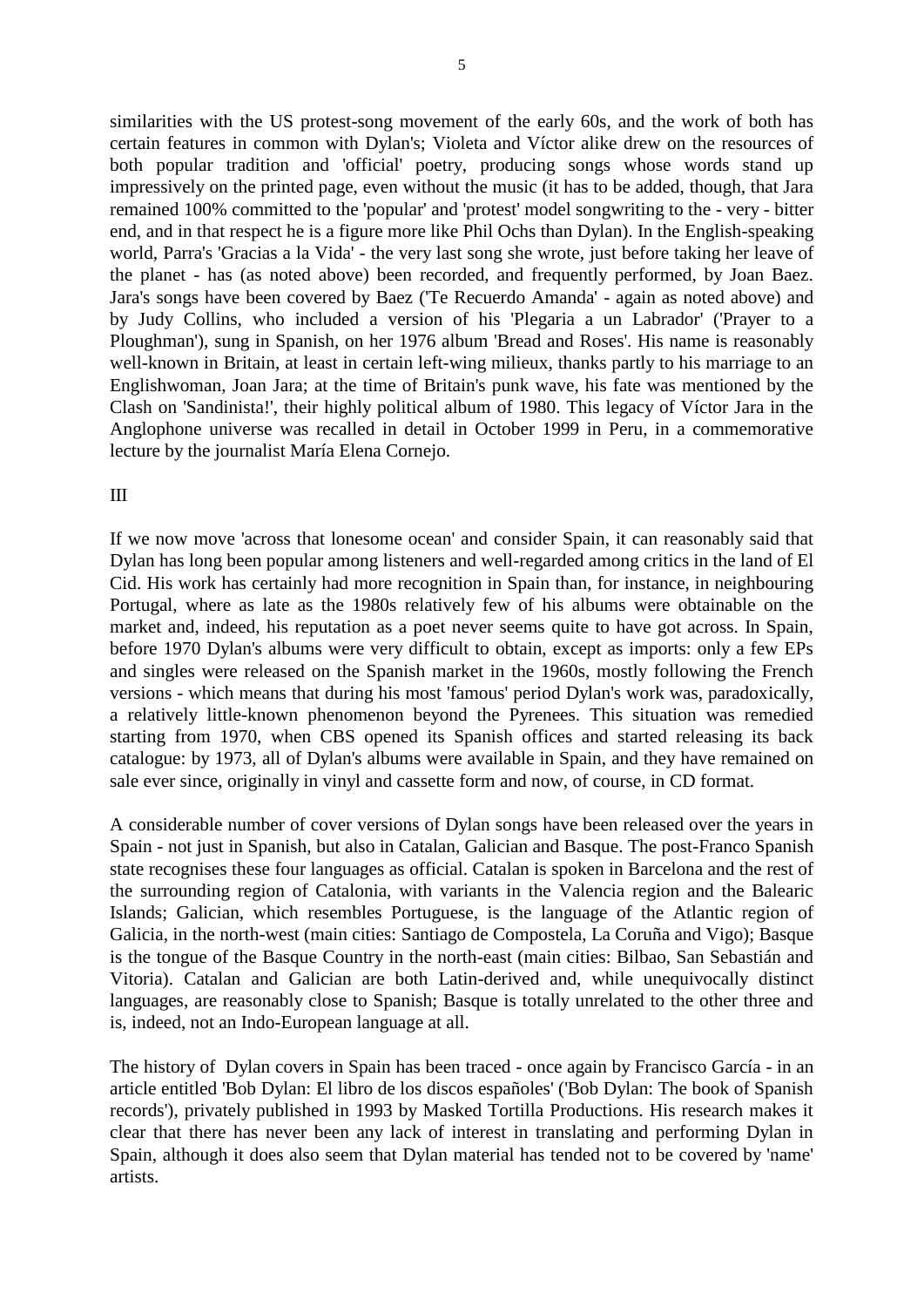similarities with the US protest-song movement of the early 60s, and the work of both has certain features in common with Dylan's; Violeta and Víctor alike drew on the resources of both popular tradition and 'official' poetry, producing songs whose words stand up impressively on the printed page, even without the music (it has to be added, though, that Jara remained 100% committed to the 'popular' and 'protest' model songwriting to the - very - bitter end, and in that respect he is a figure more like Phil Ochs than Dylan). In the English-speaking world, Parra's 'Gracias a la Vida' - the very last song she wrote, just before taking her leave of the planet - has (as noted above) been recorded, and frequently performed, by Joan Baez. Jara's songs have been covered by Baez ('Te Recuerdo Amanda' - again as noted above) and by Judy Collins, who included a version of his 'Plegaria a un Labrador' ('Prayer to a Ploughman'), sung in Spanish, on her 1976 album 'Bread and Roses'. His name is reasonably well-known in Britain, at least in certain left-wing milieux, thanks partly to his marriage to an Englishwoman, Joan Jara; at the time of Britain's punk wave, his fate was mentioned by the Clash on 'Sandinista!', their highly political album of 1980. This legacy of Víctor Jara in the Anglophone universe was recalled in detail in October 1999 in Peru, in a commemorative lecture by the journalist María Elena Cornejo.

## III

If we now move 'across that lonesome ocean' and consider Spain, it can reasonably said that Dylan has long been popular among listeners and well-regarded among critics in the land of El Cid. His work has certainly had more recognition in Spain than, for instance, in neighbouring Portugal, where as late as the 1980s relatively few of his albums were obtainable on the market and, indeed, his reputation as a poet never seems quite to have got across. In Spain, before 1970 Dylan's albums were very difficult to obtain, except as imports: only a few EPs and singles were released on the Spanish market in the 1960s, mostly following the French versions - which means that during his most 'famous' period Dylan's work was, paradoxically, a relatively little-known phenomenon beyond the Pyrenees. This situation was remedied starting from 1970, when CBS opened its Spanish offices and started releasing its back catalogue: by 1973, all of Dylan's albums were available in Spain, and they have remained on sale ever since, originally in vinyl and cassette form and now, of course, in CD format.

A considerable number of cover versions of Dylan songs have been released over the years in Spain - not just in Spanish, but also in Catalan, Galician and Basque. The post-Franco Spanish state recognises these four languages as official. Catalan is spoken in Barcelona and the rest of the surrounding region of Catalonia, with variants in the Valencia region and the Balearic Islands; Galician, which resembles Portuguese, is the language of the Atlantic region of Galicia, in the north-west (main cities: Santiago de Compostela, La Coruña and Vigo); Basque is the tongue of the Basque Country in the north-east (main cities: Bilbao, San Sebastián and Vitoria). Catalan and Galician are both Latin-derived and, while unequivocally distinct languages, are reasonably close to Spanish; Basque is totally unrelated to the other three and is, indeed, not an Indo-European language at all.

The history of Dylan covers in Spain has been traced - once again by Francisco García - in an article entitled 'Bob Dylan: El libro de los discos españoles' ('Bob Dylan: The book of Spanish records'), privately published in 1993 by Masked Tortilla Productions. His research makes it clear that there has never been any lack of interest in translating and performing Dylan in Spain, although it does also seem that Dylan material has tended not to be covered by 'name' artists.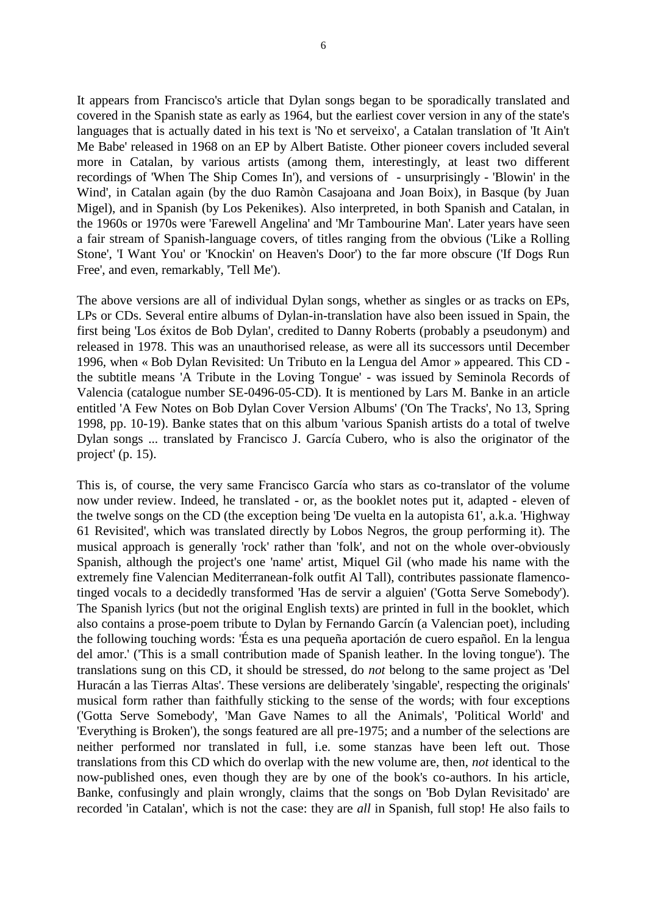It appears from Francisco's article that Dylan songs began to be sporadically translated and covered in the Spanish state as early as 1964, but the earliest cover version in any of the state's languages that is actually dated in his text is 'No et serveixo', a Catalan translation of 'It Ain't Me Babe' released in 1968 on an EP by Albert Batiste. Other pioneer covers included several more in Catalan, by various artists (among them, interestingly, at least two different recordings of 'When The Ship Comes In'), and versions of - unsurprisingly - 'Blowin' in the Wind', in Catalan again (by the duo Ramòn Casajoana and Joan Boix), in Basque (by Juan Migel), and in Spanish (by Los Pekenikes). Also interpreted, in both Spanish and Catalan, in the 1960s or 1970s were 'Farewell Angelina' and 'Mr Tambourine Man'. Later years have seen a fair stream of Spanish-language covers, of titles ranging from the obvious ('Like a Rolling Stone', 'I Want You' or 'Knockin' on Heaven's Door') to the far more obscure ('If Dogs Run Free', and even, remarkably, 'Tell Me').

The above versions are all of individual Dylan songs, whether as singles or as tracks on EPs, LPs or CDs. Several entire albums of Dylan-in-translation have also been issued in Spain, the first being 'Los éxitos de Bob Dylan', credited to Danny Roberts (probably a pseudonym) and released in 1978. This was an unauthorised release, as were all its successors until December 1996, when « Bob Dylan Revisited: Un Tributo en la Lengua del Amor » appeared. This CD - the subtitle means 'A Tribute in the Loving Tongue' - was issued by Seminola Records of Valencia (catalogue number SE-0496-05-CD). It is mentioned by Lars M. Banke in an article entitled 'A Few Notes on Bob Dylan Cover Version Albums' ('On The Tracks', No 13, Spring 1998, pp. 10-19). Banke states that on this album 'various Spanish artists do a total of twelve Dylan songs ... translated by Francisco J. García Cubero, who is also the originator of the project' (p. 15).

This is, of course, the very same Francisco García who stars as co-translator of the volume now under review. Indeed, he translated - or, as the booklet notes put it, adapted - eleven of the twelve songs on the CD (the exception being 'De vuelta en la autopista 61', a.k.a. 'Highway 61 Revisited', which was translated directly by Lobos Negros, the group performing it). The musical approach is generally 'rock' rather than 'folk', and not on the whole over-obviously Spanish, although the project's one 'name' artist, Miquel Gil (who made his name with the extremely fine Valencian Mediterranean-folk outfit Al Tall), contributes passionate flamenco-tinged vocals to a decidedly transformed 'Has de servir a alguien' ('Gotta Serve Somebody'). The Spanish lyrics (but not the original English texts) are printed in full in the booklet, which also contains a prose-poem tribute to Dylan by Fernando Garcín (a Valencian poet), including the following touching words: 'Ésta es una pequeña aportación de cuero español. En la lengua del amor.' ('This is a small contribution made of Spanish leather. In the loving tongue'). The translations sung on this CD, it should be stressed, do *not* belong to the same project as 'Del Huracán a las Tierras Altas'. These versions are deliberately 'singable', respecting the originals' musical form rather than faithfully sticking to the sense of the words; with four exceptions ('Gotta Serve Somebody', 'Man Gave Names to all the Animals', 'Political World' and 'Everything is Broken'), the songs featured are all pre-1975; and a number of the selections are neither performed nor translated in full, i.e. some stanzas have been left out. Those translations from this CD which do overlap with the new volume are, then, *not* identical to the now-published ones, even though they are by one of the book's co-authors. In his article, Banke, confusingly and plain wrongly, claims that the songs on 'Bob Dylan Revisitado' are recorded 'in Catalan', which is not the case: they are *all* in Spanish, full stop! He also fails to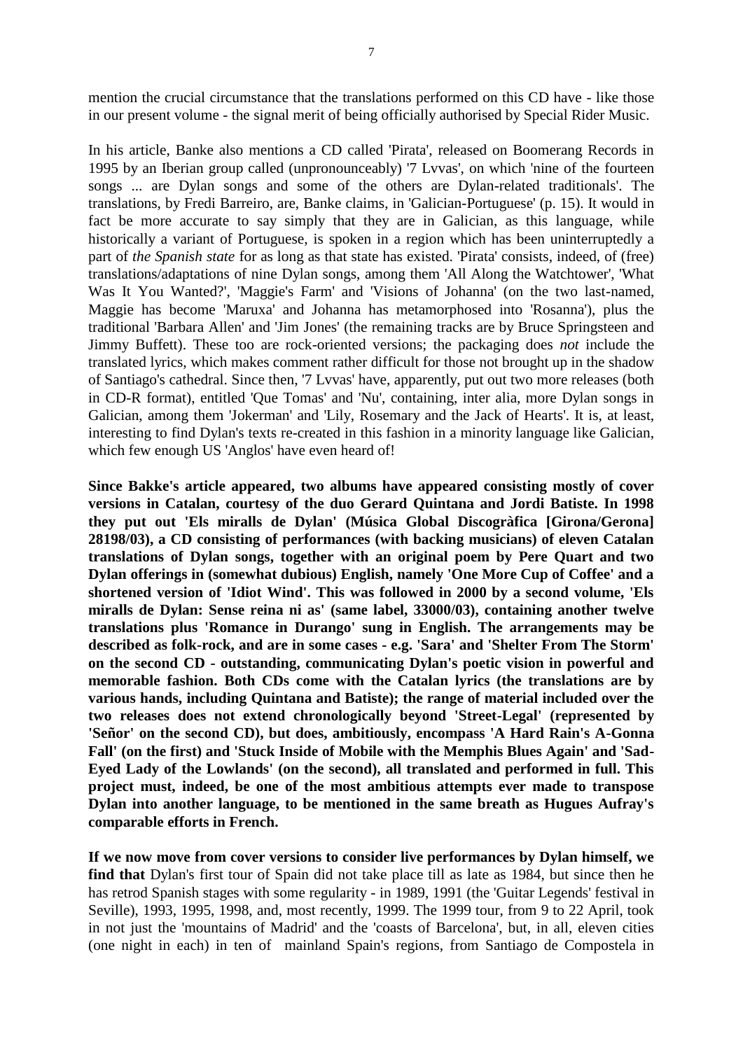mention the crucial circumstance that the translations performed on this CD have - like those in our present volume - the signal merit of being officially authorised by Special Rider Music.

In his article, Banke also mentions a CD called 'Pirata', released on Boomerang Records in 1995 by an Iberian group called (unpronounceably) '7 Lvvas', on which 'nine of the fourteen songs ... are Dylan songs and some of the others are Dylan-related traditionals'. The translations, by Fredi Barreiro, are, Banke claims, in 'Galician-Portuguese' (p. 15). It would in fact be more accurate to say simply that they are in Galician, as this language, while historically a variant of Portuguese, is spoken in a region which has been uninterruptedly a part of *the Spanish state* for as long as that state has existed. 'Pirata' consists, indeed, of (free) translations/adaptations of nine Dylan songs, among them 'All Along the Watchtower', 'What Was It You Wanted?', 'Maggie's Farm' and 'Visions of Johanna' (on the two last-named, Maggie has become 'Maruxa' and Johanna has metamorphosed into 'Rosanna'), plus the traditional 'Barbara Allen' and 'Jim Jones' (the remaining tracks are by Bruce Springsteen and Jimmy Buffett). These too are rock-oriented versions; the packaging does *not* include the translated lyrics, which makes comment rather difficult for those not brought up in the shadow of Santiago's cathedral. Since then, '7 Lvvas' have, apparently, put out two more releases (both in CD-R format), entitled 'Que Tomas' and 'Nu', containing, inter alia, more Dylan songs in Galician, among them 'Jokerman' and 'Lily, Rosemary and the Jack of Hearts'. It is, at least, interesting to find Dylan's texts re-created in this fashion in a minority language like Galician, which few enough US 'Anglos' have even heard of!

**Since Bakke's article appeared, two albums have appeared consisting mostly of cover versions in Catalan, courtesy of the duo Gerard Quintana and Jordi Batiste. In 1998 they put out 'Els miralls de Dylan' (Música Global Discogràfica [Girona/Gerona] 28198/03), a CD consisting of performances (with backing musicians) of eleven Catalan translations of Dylan songs, together with an original poem by Pere Quart and two Dylan offerings in (somewhat dubious) English, namely 'One More Cup of Coffee' and a shortened version of 'Idiot Wind'. This was followed in 2000 by a second volume, 'Els miralls de Dylan: Sense reina ni as' (same label, 33000/03), containing another twelve translations plus 'Romance in Durango' sung in English. The arrangements may be described as folk-rock, and are in some cases - e.g. 'Sara' and 'Shelter From The Storm' on the second CD - outstanding, communicating Dylan's poetic vision in powerful and memorable fashion. Both CDs come with the Catalan lyrics (the translations are by various hands, including Quintana and Batiste); the range of material included over the two releases does not extend chronologically beyond 'Street-Legal' (represented by 'Señor' on the second CD), but does, ambitiously, encompass 'A Hard Rain's A-Gonna Fall' (on the first) and 'Stuck Inside of Mobile with the Memphis Blues Again' and 'Sad-Eyed Lady of the Lowlands' (on the second), all translated and performed in full. This project must, indeed, be one of the most ambitious attempts ever made to transpose Dylan into another language, to be mentioned in the same breath as Hugues Aufray's comparable efforts in French.**

**If we now move from cover versions to consider live performances by Dylan himself, we find that** Dylan's first tour of Spain did not take place till as late as 1984, but since then he has retrod Spanish stages with some regularity - in 1989, 1991 (the 'Guitar Legends' festival in Seville), 1993, 1995, 1998, and, most recently, 1999. The 1999 tour, from 9 to 22 April, took in not just the 'mountains of Madrid' and the 'coasts of Barcelona', but, in all, eleven cities (one night in each) in ten of mainland Spain's regions, from Santiago de Compostela in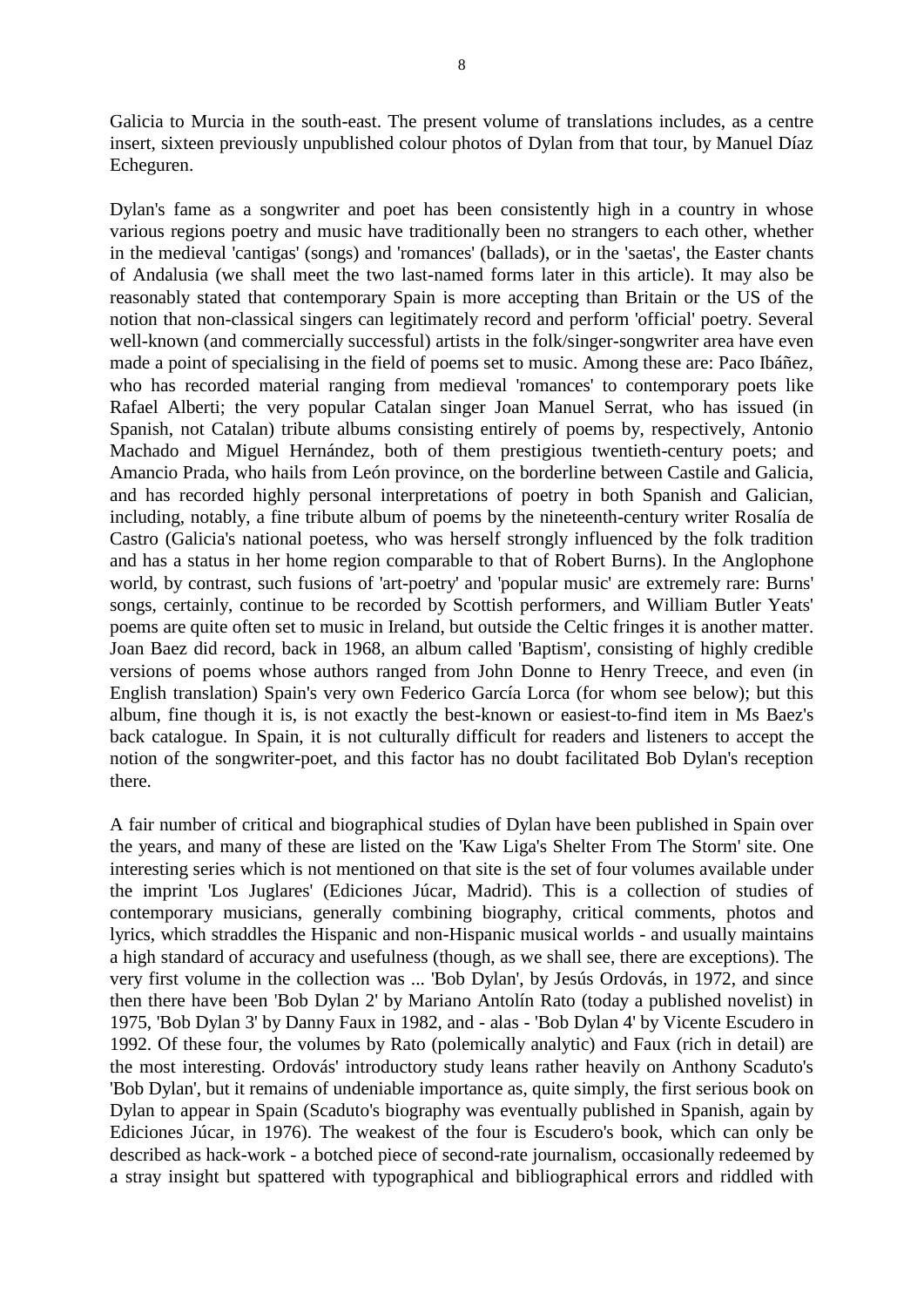Galicia to Murcia in the south-east. The present volume of translations includes, as a centre insert, sixteen previously unpublished colour photos of Dylan from that tour, by Manuel Díaz Echeguren.

Dylan's fame as a songwriter and poet has been consistently high in a country in whose various regions poetry and music have traditionally been no strangers to each other, whether in the medieval 'cantigas' (songs) and 'romances' (ballads), or in the 'saetas', the Easter chants of Andalusia (we shall meet the two last-named forms later in this article). It may also be reasonably stated that contemporary Spain is more accepting than Britain or the US of the notion that non-classical singers can legitimately record and perform 'official' poetry. Several well-known (and commercially successful) artists in the folk/singer-songwriter area have even made a point of specialising in the field of poems set to music. Among these are: Paco Ibáñez, who has recorded material ranging from medieval 'romances' to contemporary poets like Rafael Alberti; the very popular Catalan singer Joan Manuel Serrat, who has issued (in Spanish, not Catalan) tribute albums consisting entirely of poems by, respectively, Antonio Machado and Miguel Hernández, both of them prestigious twentieth-century poets; and Amancio Prada, who hails from León province, on the borderline between Castile and Galicia, and has recorded highly personal interpretations of poetry in both Spanish and Galician, including, notably, a fine tribute album of poems by the nineteenth-century writer Rosalía de Castro (Galicia's national poetess, who was herself strongly influenced by the folk tradition and has a status in her home region comparable to that of Robert Burns). In the Anglophone world, by contrast, such fusions of 'art-poetry' and 'popular music' are extremely rare: Burns' songs, certainly, continue to be recorded by Scottish performers, and William Butler Yeats' poems are quite often set to music in Ireland, but outside the Celtic fringes it is another matter. Joan Baez did record, back in 1968, an album called 'Baptism', consisting of highly credible versions of poems whose authors ranged from John Donne to Henry Treece, and even (in English translation) Spain's very own Federico García Lorca (for whom see below); but this album, fine though it is, is not exactly the best-known or easiest-to-find item in Ms Baez's back catalogue. In Spain, it is not culturally difficult for readers and listeners to accept the notion of the songwriter-poet, and this factor has no doubt facilitated Bob Dylan's reception there.

A fair number of critical and biographical studies of Dylan have been published in Spain over the years, and many of these are listed on the 'Kaw Liga's Shelter From The Storm' site. One interesting series which is not mentioned on that site is the set of four volumes available under the imprint 'Los Juglares' (Ediciones Júcar, Madrid). This is a collection of studies of contemporary musicians, generally combining biography, critical comments, photos and lyrics, which straddles the Hispanic and non-Hispanic musical worlds - and usually maintains a high standard of accuracy and usefulness (though, as we shall see, there are exceptions). The very first volume in the collection was ... 'Bob Dylan', by Jesús Ordovás, in 1972, and since then there have been 'Bob Dylan 2' by Mariano Antolín Rato (today a published novelist) in 1975, 'Bob Dylan 3' by Danny Faux in 1982, and - alas - 'Bob Dylan 4' by Vicente Escudero in 1992. Of these four, the volumes by Rato (polemically analytic) and Faux (rich in detail) are the most interesting. Ordovás' introductory study leans rather heavily on Anthony Scaduto's 'Bob Dylan', but it remains of undeniable importance as, quite simply, the first serious book on Dylan to appear in Spain (Scaduto's biography was eventually published in Spanish, again by Ediciones Júcar, in 1976). The weakest of the four is Escudero's book, which can only be described as hack-work - a botched piece of second-rate journalism, occasionally redeemed by a stray insight but spattered with typographical and bibliographical errors and riddled with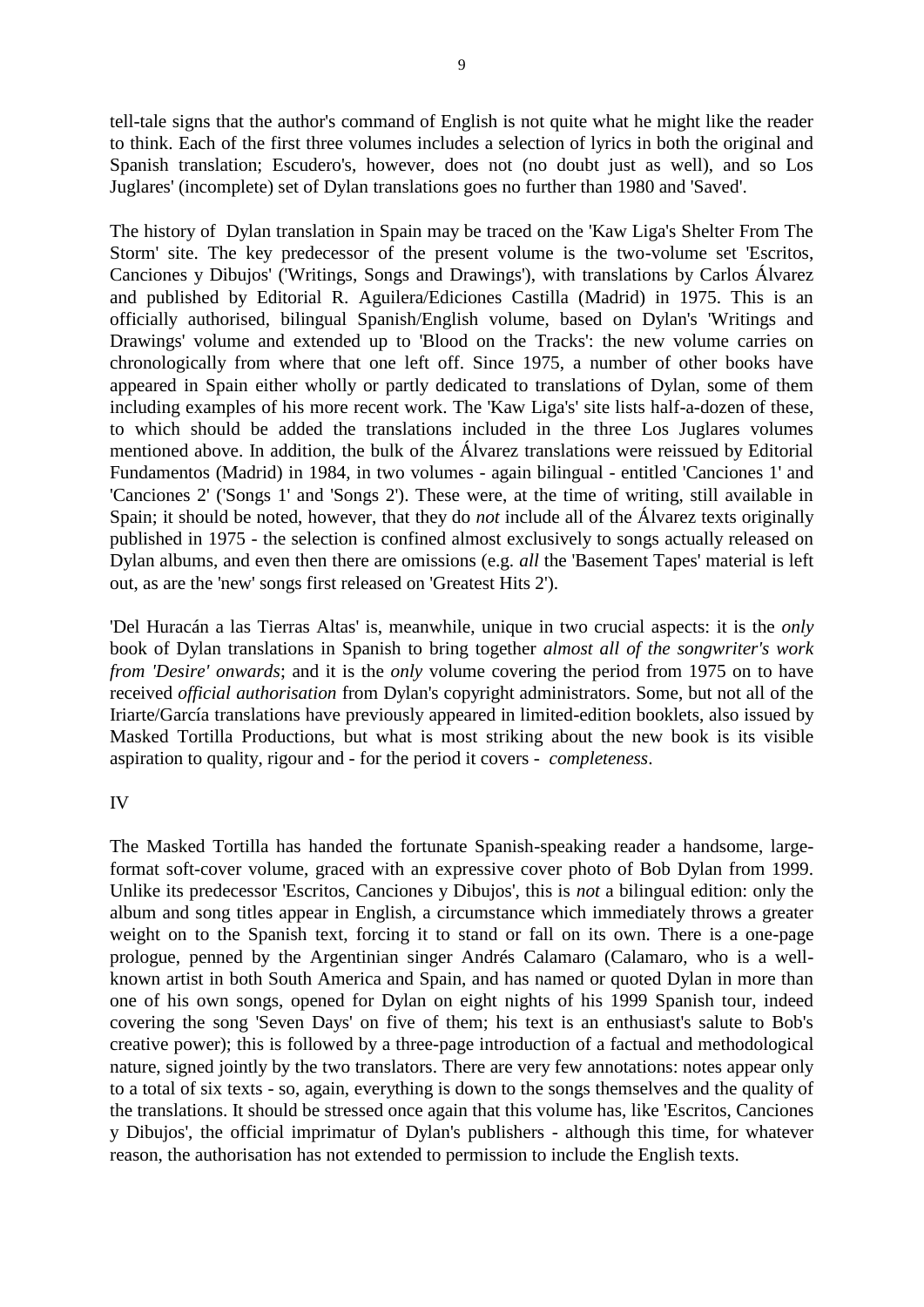tell-tale signs that the author's command of English is not quite what he might like the reader to think. Each of the first three volumes includes a selection of lyrics in both the original and Spanish translation; Escudero's, however, does not (no doubt just as well), and so Los Juglares' (incomplete) set of Dylan translations goes no further than 1980 and 'Saved'.

The history of Dylan translation in Spain may be traced on the 'Kaw Liga's Shelter From The Storm' site. The key predecessor of the present volume is the two-volume set 'Escritos, Canciones y Dibujos' ('Writings, Songs and Drawings'), with translations by Carlos Álvarez and published by Editorial R. Aguilera/Ediciones Castilla (Madrid) in 1975. This is an officially authorised, bilingual Spanish/English volume, based on Dylan's 'Writings and Drawings' volume and extended up to 'Blood on the Tracks': the new volume carries on chronologically from where that one left off. Since 1975, a number of other books have appeared in Spain either wholly or partly dedicated to translations of Dylan, some of them including examples of his more recent work. The 'Kaw Liga's' site lists half-a-dozen of these, to which should be added the translations included in the three Los Juglares volumes mentioned above. In addition, the bulk of the Álvarez translations were reissued by Editorial Fundamentos (Madrid) in 1984, in two volumes - again bilingual - entitled 'Canciones 1' and 'Canciones 2' ('Songs 1' and 'Songs 2'). These were, at the time of writing, still available in Spain; it should be noted, however, that they do *not* include all of the Álvarez texts originally published in 1975 - the selection is confined almost exclusively to songs actually released on Dylan albums, and even then there are omissions (e.g. *all* the 'Basement Tapes' material is left out, as are the 'new' songs first released on 'Greatest Hits 2').

'Del Huracán a las Tierras Altas' is, meanwhile, unique in two crucial aspects: it is the *only* book of Dylan translations in Spanish to bring together *almost all of the songwriter's work from 'Desire' onwards*; and it is the *only* volume covering the period from 1975 on to have received *official authorisation* from Dylan's copyright administrators. Some, but not all of the Iriarte/García translations have previously appeared in limited-edition booklets, also issued by Masked Tortilla Productions, but what is most striking about the new book is its visible aspiration to quality, rigour and - for the period it covers - *completeness*.

IV

The Masked Tortilla has handed the fortunate Spanish-speaking reader a handsome, large-format soft-cover volume, graced with an expressive cover photo of Bob Dylan from 1999. Unlike its predecessor 'Escritos, Canciones y Dibujos', this is *not* a bilingual edition: only the album and song titles appear in English, a circumstance which immediately throws a greater weight on to the Spanish text, forcing it to stand or fall on its own. There is a one-page prologue, penned by the Argentinian singer Andrés Calamaro (Calamaro, who is a well-known artist in both South America and Spain, and has named or quoted Dylan in more than one of his own songs, opened for Dylan on eight nights of his 1999 Spanish tour, indeed covering the song 'Seven Days' on five of them; his text is an enthusiast's salute to Bob's creative power); this is followed by a three-page introduction of a factual and methodological nature, signed jointly by the two translators. There are very few annotations: notes appear only to a total of six texts - so, again, everything is down to the songs themselves and the quality of the translations. It should be stressed once again that this volume has, like 'Escritos, Canciones y Dibujos', the official imprimatur of Dylan's publishers - although this time, for whatever reason, the authorisation has not extended to permission to include the English texts.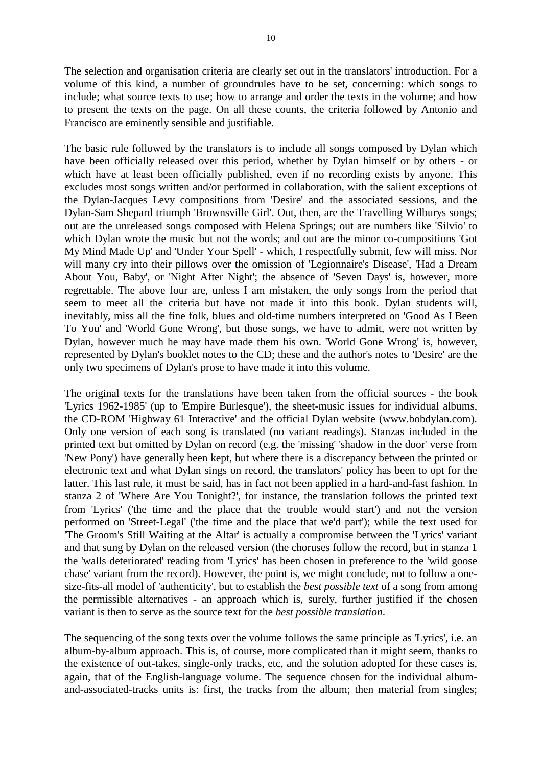The selection and organisation criteria are clearly set out in the translators' introduction. For a volume of this kind, a number of groundrules have to be set, concerning: which songs to include; what source texts to use; how to arrange and order the texts in the volume; and how to present the texts on the page. On all these counts, the criteria followed by Antonio and Francisco are eminently sensible and justifiable.

The basic rule followed by the translators is to include all songs composed by Dylan which have been officially released over this period, whether by Dylan himself or by others - or which have at least been officially published, even if no recording exists by anyone. This excludes most songs written and/or performed in collaboration, with the salient exceptions of the Dylan-Jacques Levy compositions from 'Desire' and the associated sessions, and the Dylan-Sam Shepard triumph 'Brownsville Girl'. Out, then, are the Travelling Wilburys songs; out are the unreleased songs composed with Helena Springs; out are numbers like 'Silvio' to which Dylan wrote the music but not the words; and out are the minor co-compositions 'Got My Mind Made Up' and 'Under Your Spell' - which, I respectfully submit, few will miss. Nor will many cry into their pillows over the omission of 'Legionnaire's Disease', 'Had a Dream About You, Baby', or 'Night After Night'; the absence of 'Seven Days' is, however, more regrettable. The above four are, unless I am mistaken, the only songs from the period that seem to meet all the criteria but have not made it into this book. Dylan students will, inevitably, miss all the fine folk, blues and old-time numbers interpreted on 'Good As I Been To You' and 'World Gone Wrong', but those songs, we have to admit, were not written by Dylan, however much he may have made them his own. 'World Gone Wrong' is, however, represented by Dylan's booklet notes to the CD; these and the author's notes to 'Desire' are the only two specimens of Dylan's prose to have made it into this volume.

The original texts for the translations have been taken from the official sources - the book 'Lyrics 1962-1985' (up to 'Empire Burlesque'), the sheet-music issues for individual albums, the CD-ROM 'Highway 61 Interactive' and the official Dylan website (www.bobdylan.com). Only one version of each song is translated (no variant readings). Stanzas included in the printed text but omitted by Dylan on record (e.g. the 'missing' 'shadow in the door' verse from 'New Pony') have generally been kept, but where there is a discrepancy between the printed or electronic text and what Dylan sings on record, the translators' policy has been to opt for the latter. This last rule, it must be said, has in fact not been applied in a hard-and-fast fashion. In stanza 2 of 'Where Are You Tonight?', for instance, the translation follows the printed text from 'Lyrics' ('the time and the place that the trouble would start') and not the version performed on 'Street-Legal' ('the time and the place that we'd part'); while the text used for 'The Groom's Still Waiting at the Altar' is actually a compromise between the 'Lyrics' variant and that sung by Dylan on the released version (the choruses follow the record, but in stanza 1 the 'walls deteriorated' reading from 'Lyrics' has been chosen in preference to the 'wild goose chase' variant from the record). However, the point is, we might conclude, not to follow a one-size-fits-all model of 'authenticity', but to establish the *best possible text* of a song from among the permissible alternatives - an approach which is, surely, further justified if the chosen variant is then to serve as the source text for the *best possible translation*.

The sequencing of the song texts over the volume follows the same principle as 'Lyrics', i.e. an album-by-album approach. This is, of course, more complicated than it might seem, thanks to the existence of out-takes, single-only tracks, etc, and the solution adopted for these cases is, again, that of the English-language volume. The sequence chosen for the individual album-and-associated-tracks units is: first, the tracks from the album; then material from singles;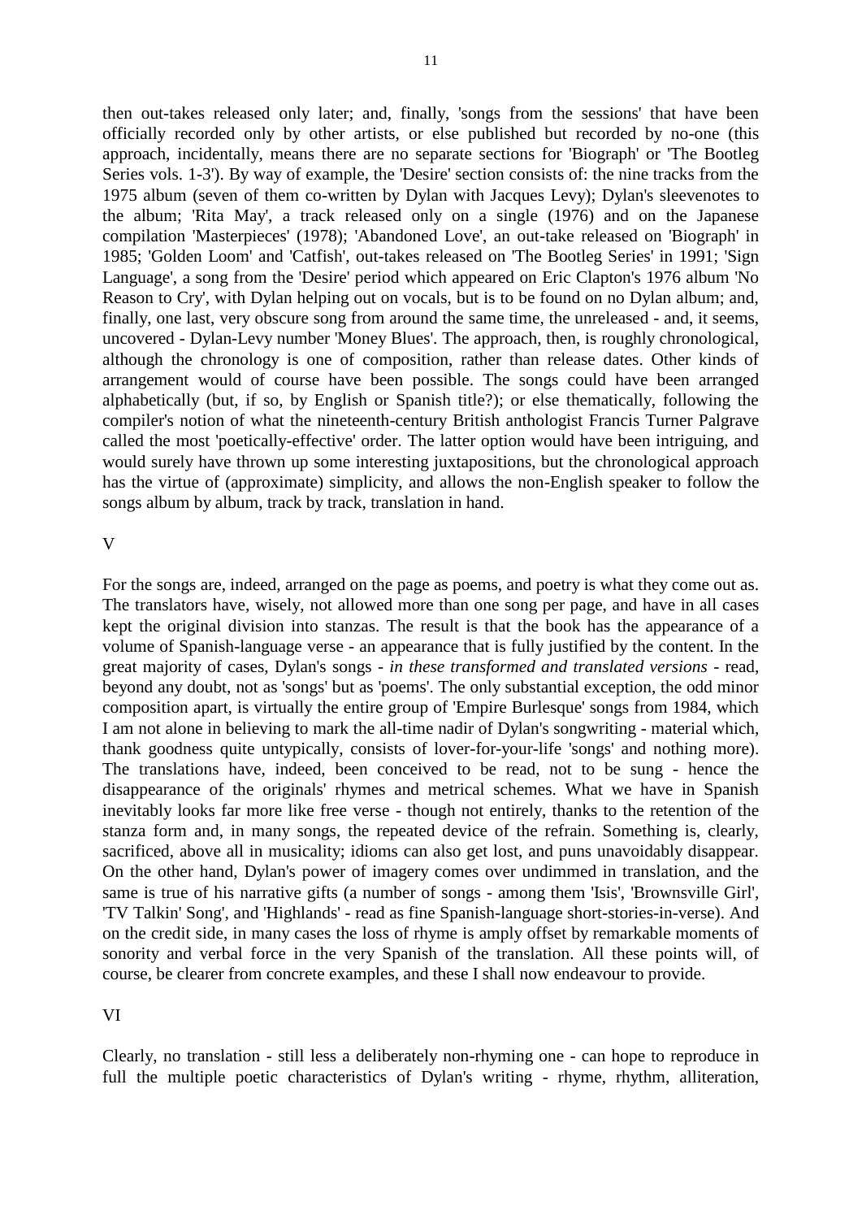then out-takes released only later; and, finally, 'songs from the sessions' that have been officially recorded only by other artists, or else published but recorded by no-one (this approach, incidentally, means there are no separate sections for 'Biograph' or 'The Bootleg Series vols. 1-3'). By way of example, the 'Desire' section consists of: the nine tracks from the 1975 album (seven of them co-written by Dylan with Jacques Levy); Dylan's sleevenotes to the album; 'Rita May', a track released only on a single (1976) and on the Japanese compilation 'Masterpieces' (1978); 'Abandoned Love', an out-take released on 'Biograph' in 1985; 'Golden Loom' and 'Catfish', out-takes released on 'The Bootleg Series' in 1991; 'Sign Language', a song from the 'Desire' period which appeared on Eric Clapton's 1976 album 'No Reason to Cry', with Dylan helping out on vocals, but is to be found on no Dylan album; and, finally, one last, very obscure song from around the same time, the unreleased - and, it seems, uncovered - Dylan-Levy number 'Money Blues'. The approach, then, is roughly chronological, although the chronology is one of composition, rather than release dates. Other kinds of arrangement would of course have been possible. The songs could have been arranged alphabetically (but, if so, by English or Spanish title?); or else thematically, following the compiler's notion of what the nineteenth-century British anthologist Francis Turner Palgrave called the most 'poetically-effective' order. The latter option would have been intriguing, and would surely have thrown up some interesting juxtapositions, but the chronological approach has the virtue of (approximate) simplicity, and allows the non-English speaker to follow the songs album by album, track by track, translation in hand.

V

For the songs are, indeed, arranged on the page as poems, and poetry is what they come out as. The translators have, wisely, not allowed more than one song per page, and have in all cases kept the original division into stanzas. The result is that the book has the appearance of a volume of Spanish-language verse - an appearance that is fully justified by the content. In the great majority of cases, Dylan's songs - *in these transformed and translated versions* - read, beyond any doubt, not as 'songs' but as 'poems'. The only substantial exception, the odd minor composition apart, is virtually the entire group of 'Empire Burlesque' songs from 1984, which I am not alone in believing to mark the all-time nadir of Dylan's songwriting - material which, thank goodness quite untypically, consists of lover-for-your-life 'songs' and nothing more). The translations have, indeed, been conceived to be read, not to be sung - hence the disappearance of the originals' rhymes and metrical schemes. What we have in Spanish inevitably looks far more like free verse - though not entirely, thanks to the retention of the stanza form and, in many songs, the repeated device of the refrain. Something is, clearly, sacrificed, above all in musicality; idioms can also get lost, and puns unavoidably disappear. On the other hand, Dylan's power of imagery comes over undimmed in translation, and the same is true of his narrative gifts (a number of songs - among them 'Isis', 'Brownsville Girl', 'TV Talkin' Song', and 'Highlands' - read as fine Spanish-language short-stories-in-verse). And on the credit side, in many cases the loss of rhyme is amply offset by remarkable moments of sonority and verbal force in the very Spanish of the translation. All these points will, of course, be clearer from concrete examples, and these I shall now endeavour to provide.

VI

Clearly, no translation - still less a deliberately non-rhyming one - can hope to reproduce in full the multiple poetic characteristics of Dylan's writing - rhyme, rhythm, alliteration,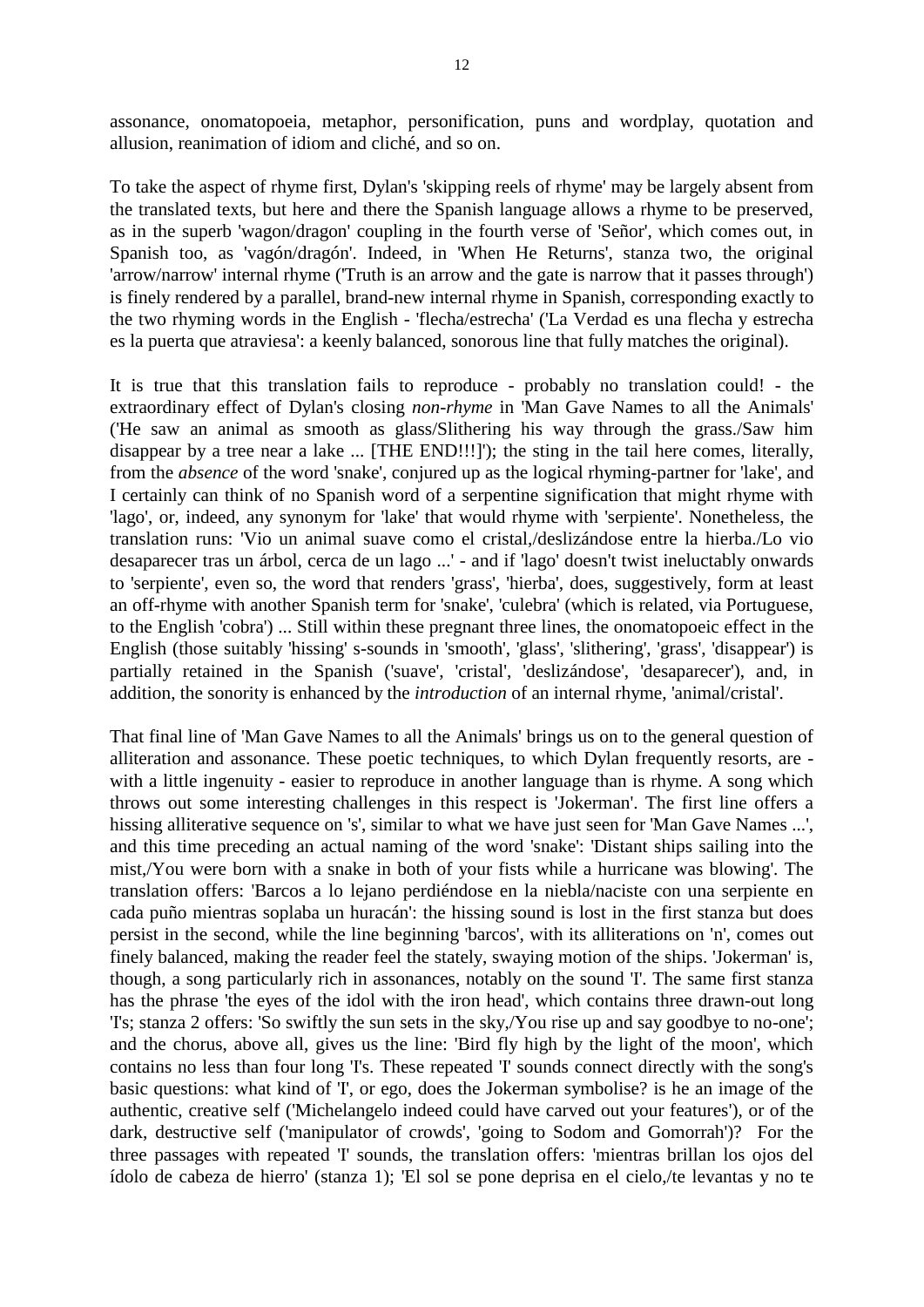assonance, onomatopoeia, metaphor, personification, puns and wordplay, quotation and allusion, reanimation of idiom and cliché, and so on.

To take the aspect of rhyme first, Dylan's 'skipping reels of rhyme' may be largely absent from the translated texts, but here and there the Spanish language allows a rhyme to be preserved, as in the superb 'wagon/dragon' coupling in the fourth verse of 'Señor', which comes out, in Spanish too, as 'vagón/dragón'. Indeed, in 'When He Returns', stanza two, the original 'arrow/narrow' internal rhyme ('Truth is an arrow and the gate is narrow that it passes through') is finely rendered by a parallel, brand-new internal rhyme in Spanish, corresponding exactly to the two rhyming words in the English - 'flecha/estrecha' ('La Verdad es una flecha y estrecha es la puerta que atraviesa': a keenly balanced, sonorous line that fully matches the original).

It is true that this translation fails to reproduce - probably no translation could! - the extraordinary effect of Dylan's closing *non-rhyme* in 'Man Gave Names to all the Animals' ('He saw an animal as smooth as glass/Slithering his way through the grass./Saw him disappear by a tree near a lake ... [THE END!!!]'); the sting in the tail here comes, literally, from the *absence* of the word 'snake', conjured up as the logical rhyming-partner for 'lake', and I certainly can think of no Spanish word of a serpentine signification that might rhyme with 'lago', or, indeed, any synonym for 'lake' that would rhyme with 'serpiente'. Nonetheless, the translation runs: 'Vio un animal suave como el cristal,/deslizándose entre la hierba./Lo vio desaparecer tras un árbol, cerca de un lago ...' - and if 'lago' doesn't twist ineluctably onwards to 'serpiente', even so, the word that renders 'grass', 'hierba', does, suggestively, form at least an off-rhyme with another Spanish term for 'snake', 'culebra' (which is related, via Portuguese, to the English 'cobra') ... Still within these pregnant three lines, the onomatopoeic effect in the English (those suitably 'hissing' s-sounds in 'smooth', 'glass', 'slithering', 'grass', 'disappear') is partially retained in the Spanish ('suave', 'cristal', 'deslizándose', 'desaparecer'), and, in addition, the sonority is enhanced by the *introduction* of an internal rhyme, 'animal/cristal'.

That final line of 'Man Gave Names to all the Animals' brings us on to the general question of alliteration and assonance. These poetic techniques, to which Dylan frequently resorts, are - with a little ingenuity - easier to reproduce in another language than is rhyme. A song which throws out some interesting challenges in this respect is 'Jokerman'. The first line offers a hissing alliterative sequence on 's', similar to what we have just seen for 'Man Gave Names ...', and this time preceding an actual naming of the word 'snake': 'Distant ships sailing into the mist,/You were born with a snake in both of your fists while a hurricane was blowing'. The translation offers: 'Barcos a lo lejano perdiéndose en la niebla/naciste con una serpiente en cada puño mientras soplaba un huracán': the hissing sound is lost in the first stanza but does persist in the second, while the line beginning 'barcos', with its alliterations on 'n', comes out finely balanced, making the reader feel the stately, swaying motion of the ships. 'Jokerman' is, though, a song particularly rich in assonances, notably on the sound 'I'. The same first stanza has the phrase 'the eyes of the idol with the iron head', which contains three drawn-out long 'I's; stanza 2 offers: 'So swiftly the sun sets in the sky,/You rise up and say goodbye to no-one'; and the chorus, above all, gives us the line: 'Bird fly high by the light of the moon', which contains no less than four long 'I's. These repeated 'I' sounds connect directly with the song's basic questions: what kind of 'I', or ego, does the Jokerman symbolise? is he an image of the authentic, creative self ('Michelangelo indeed could have carved out your features'), or of the dark, destructive self ('manipulator of crowds', 'going to Sodom and Gomorrah')? For the three passages with repeated 'I' sounds, the translation offers: 'mientras brillan los ojos del ídolo de cabeza de hierro' (stanza 1); 'El sol se pone deprisa en el cielo,/te levantas y no te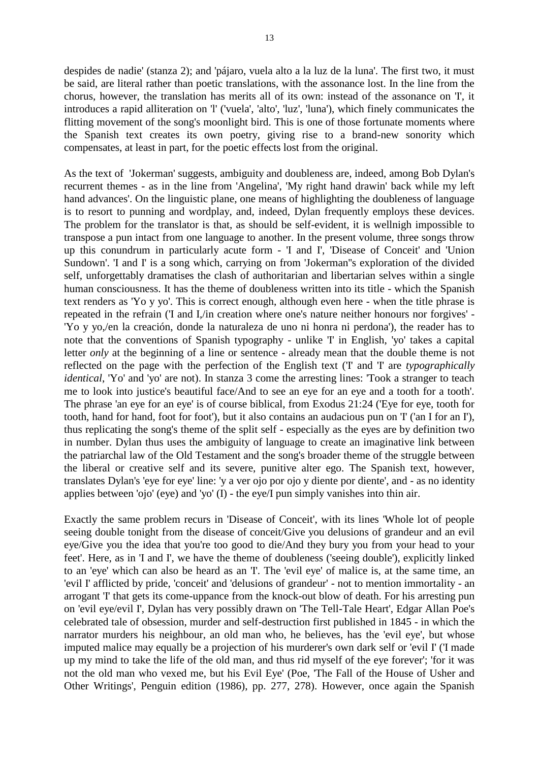despides de nadie' (stanza 2); and 'pájaro, vuela alto a la luz de la luna'. The first two, it must be said, are literal rather than poetic translations, with the assonance lost. In the line from the chorus, however, the translation has merits all of its own: instead of the assonance on 'I', it introduces a rapid alliteration on 'l' ('vuela', 'alto', 'luz', 'luna'), which finely communicates the flitting movement of the song's moonlight bird. This is one of those fortunate moments where the Spanish text creates its own poetry, giving rise to a brand-new sonority which compensates, at least in part, for the poetic effects lost from the original.

As the text of 'Jokerman' suggests, ambiguity and doubleness are, indeed, among Bob Dylan's recurrent themes - as in the line from 'Angelina', 'My right hand drawin' back while my left hand advances'. On the linguistic plane, one means of highlighting the doubleness of language is to resort to punning and wordplay, and, indeed, Dylan frequently employs these devices. The problem for the translator is that, as should be self-evident, it is wellnigh impossible to transpose a pun intact from one language to another. In the present volume, three songs throw up this conundrum in particularly acute form - 'I and I', 'Disease of Conceit' and 'Union Sundown'. 'I and I' is a song which, carrying on from 'Jokerman''s exploration of the divided self, unforgettably dramatises the clash of authoritarian and libertarian selves within a single human consciousness. It has the theme of doubleness written into its title - which the Spanish text renders as 'Yo y yo'. This is correct enough, although even here - when the title phrase is repeated in the refrain ('I and I,/in creation where one's nature neither honours nor forgives' - 'Yo y yo,/en la creación, donde la naturaleza de uno ni honra ni perdona'), the reader has to note that the conventions of Spanish typography - unlike 'I' in English, 'yo' takes a capital letter *only* at the beginning of a line or sentence - already mean that the double theme is not reflected on the page with the perfection of the English text ('I' and 'I' are *typographically identical*, 'Yo' and 'yo' are not). In stanza 3 come the arresting lines: 'Took a stranger to teach me to look into justice's beautiful face/And to see an eye for an eye and a tooth for a tooth'. The phrase 'an eye for an eye' is of course biblical, from Exodus 21:24 ('Eye for eye, tooth for tooth, hand for hand, foot for foot'), but it also contains an audacious pun on 'I' ('an I for an I'), thus replicating the song's theme of the split self - especially as the eyes are by definition two in number. Dylan thus uses the ambiguity of language to create an imaginative link between the patriarchal law of the Old Testament and the song's broader theme of the struggle between the liberal or creative self and its severe, punitive alter ego. The Spanish text, however, translates Dylan's 'eye for eye' line: 'y a ver ojo por ojo y diente por diente', and - as no identity applies between 'ojo' (eye) and 'yo' (I) - the eye/I pun simply vanishes into thin air.

Exactly the same problem recurs in 'Disease of Conceit', with its lines 'Whole lot of people seeing double tonight from the disease of conceit/Give you delusions of grandeur and an evil eye/Give you the idea that you're too good to die/And they bury you from your head to your feet'. Here, as in 'I and I', we have the theme of doubleness ('seeing double'), explicitly linked to an 'eye' which can also be heard as an 'I'. The 'evil eye' of malice is, at the same time, an 'evil I' afflicted by pride, 'conceit' and 'delusions of grandeur' - not to mention immortality - an arrogant 'I' that gets its come-uppance from the knock-out blow of death. For his arresting pun on 'evil eye/evil I', Dylan has very possibly drawn on 'The Tell-Tale Heart', Edgar Allan Poe's celebrated tale of obsession, murder and self-destruction first published in 1845 - in which the narrator murders his neighbour, an old man who, he believes, has the 'evil eye', but whose imputed malice may equally be a projection of his murderer's own dark self or 'evil I' ('I made up my mind to take the life of the old man, and thus rid myself of the eye forever'; 'for it was not the old man who vexed me, but his Evil Eye' (Poe, 'The Fall of the House of Usher and Other Writings', Penguin edition (1986), pp. 277, 278). However, once again the Spanish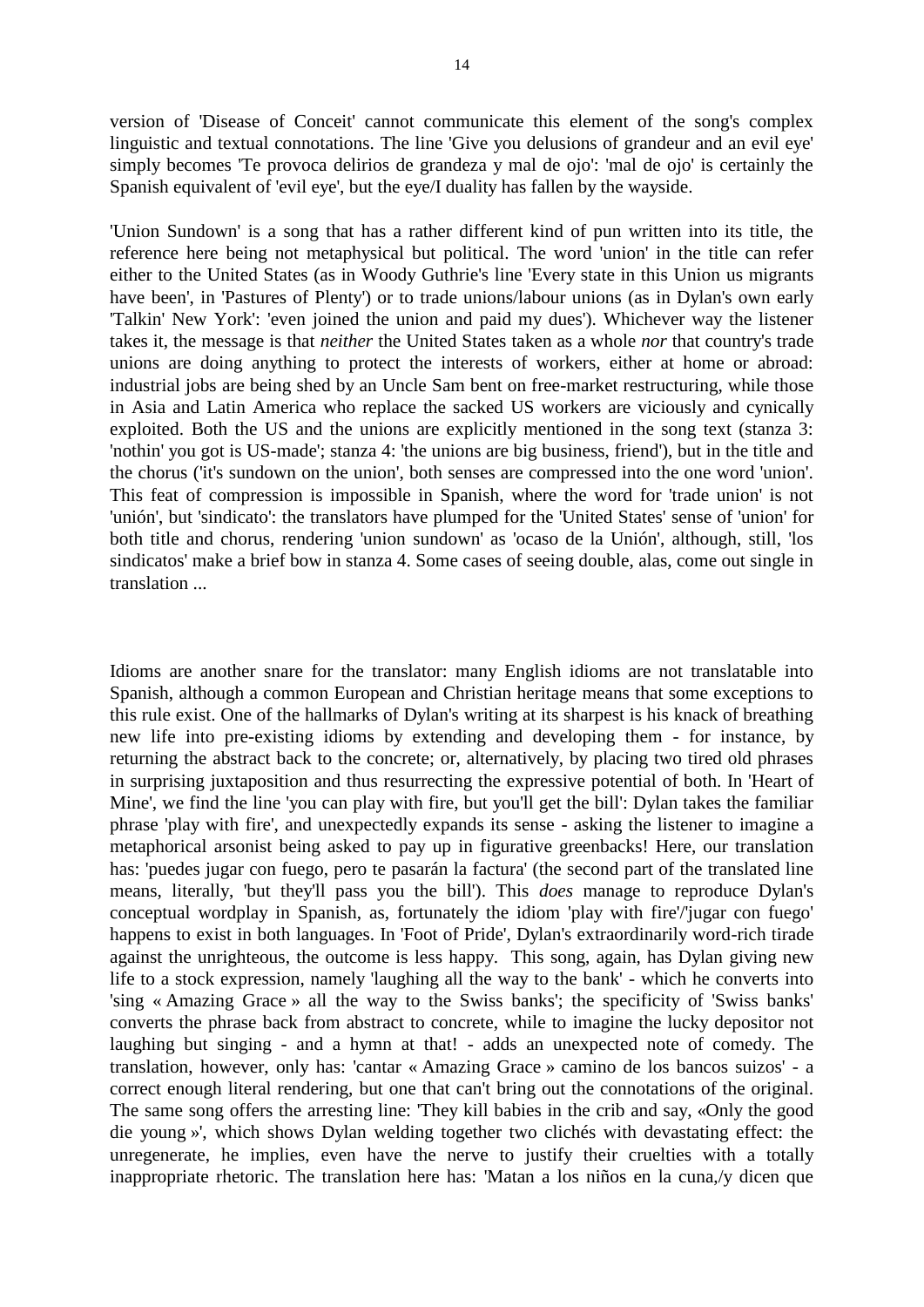version of 'Disease of Conceit' cannot communicate this element of the song's complex linguistic and textual connotations. The line 'Give you delusions of grandeur and an evil eye' simply becomes 'Te provoca delirios de grandeza y mal de ojo': 'mal de ojo' is certainly the Spanish equivalent of 'evil eye', but the eye/I duality has fallen by the wayside.

'Union Sundown' is a song that has a rather different kind of pun written into its title, the reference here being not metaphysical but political. The word 'union' in the title can refer either to the United States (as in Woody Guthrie's line 'Every state in this Union us migrants have been', in 'Pastures of Plenty') or to trade unions/labour unions (as in Dylan's own early 'Talkin' New York': 'even joined the union and paid my dues'). Whichever way the listener takes it, the message is that *neither* the United States taken as a whole *nor* that country's trade unions are doing anything to protect the interests of workers, either at home or abroad: industrial jobs are being shed by an Uncle Sam bent on free-market restructuring, while those in Asia and Latin America who replace the sacked US workers are viciously and cynically exploited. Both the US and the unions are explicitly mentioned in the song text (stanza 3: 'nothin' you got is US-made'; stanza 4: 'the unions are big business, friend'), but in the title and the chorus ('it's sundown on the union', both senses are compressed into the one word 'union'. This feat of compression is impossible in Spanish, where the word for 'trade union' is not 'unión', but 'sindicato': the translators have plumped for the 'United States' sense of 'union' for both title and chorus, rendering 'union sundown' as 'ocaso de la Unión', although, still, 'los sindicatos' make a brief bow in stanza 4. Some cases of seeing double, alas, come out single in translation ...

Idioms are another snare for the translator: many English idioms are not translatable into Spanish, although a common European and Christian heritage means that some exceptions to this rule exist. One of the hallmarks of Dylan's writing at its sharpest is his knack of breathing new life into pre-existing idioms by extending and developing them - for instance, by returning the abstract back to the concrete; or, alternatively, by placing two tired old phrases in surprising juxtaposition and thus resurrecting the expressive potential of both. In 'Heart of Mine', we find the line 'you can play with fire, but you'll get the bill': Dylan takes the familiar phrase 'play with fire', and unexpectedly expands its sense - asking the listener to imagine a metaphorical arsonist being asked to pay up in figurative greenbacks! Here, our translation has: 'puedes jugar con fuego, pero te pasarán la factura' (the second part of the translated line means, literally, 'but they'll pass you the bill'). This *does* manage to reproduce Dylan's conceptual wordplay in Spanish, as, fortunately the idiom 'play with fire'/'jugar con fuego' happens to exist in both languages. In 'Foot of Pride', Dylan's extraordinarily word-rich tirade against the unrighteous, the outcome is less happy. This song, again, has Dylan giving new life to a stock expression, namely 'laughing all the way to the bank' - which he converts into 'sing « Amazing Grace » all the way to the Swiss banks'; the specificity of 'Swiss banks' converts the phrase back from abstract to concrete, while to imagine the lucky depositor not laughing but singing - and a hymn at that! - adds an unexpected note of comedy. The translation, however, only has: 'cantar « Amazing Grace » camino de los bancos suizos' - a correct enough literal rendering, but one that can't bring out the connotations of the original. The same song offers the arresting line: 'They kill babies in the crib and say, «Only the good die young »', which shows Dylan welding together two clichés with devastating effect: the unregenerate, he implies, even have the nerve to justify their cruelties with a totally inappropriate rhetoric. The translation here has: 'Matan a los niños en la cuna,/y dicen que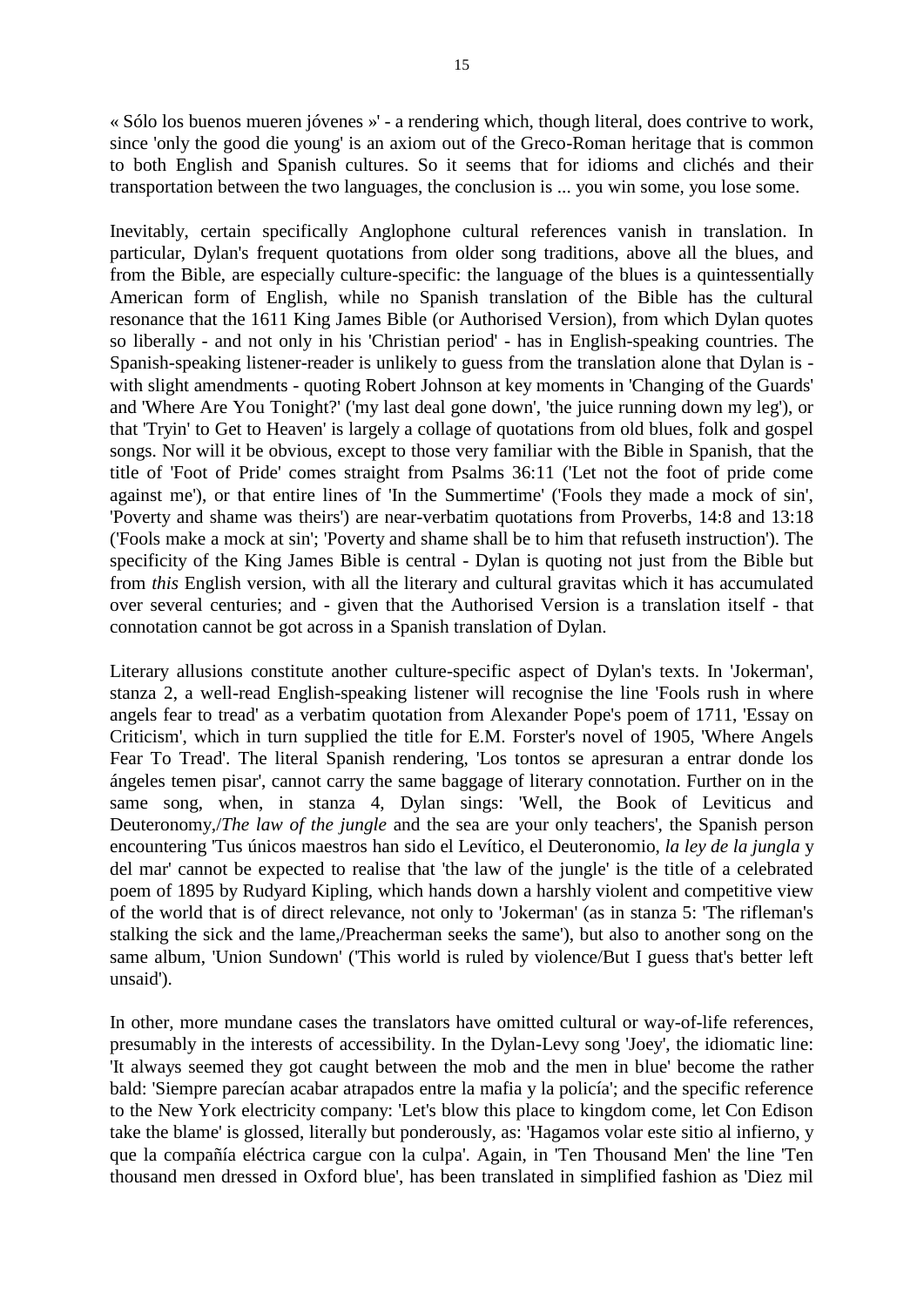« Sólo los buenos mueren jóvenes »' - a rendering which, though literal, does contrive to work, since 'only the good die young' is an axiom out of the Greco-Roman heritage that is common to both English and Spanish cultures. So it seems that for idioms and clichés and their transportation between the two languages, the conclusion is ... you win some, you lose some.

Inevitably, certain specifically Anglophone cultural references vanish in translation. In particular, Dylan's frequent quotations from older song traditions, above all the blues, and from the Bible, are especially culture-specific: the language of the blues is a quintessentially American form of English, while no Spanish translation of the Bible has the cultural resonance that the 1611 King James Bible (or Authorised Version), from which Dylan quotes so liberally - and not only in his 'Christian period' - has in English-speaking countries. The Spanish-speaking listener-reader is unlikely to guess from the translation alone that Dylan is - with slight amendments - quoting Robert Johnson at key moments in 'Changing of the Guards' and 'Where Are You Tonight?' ('my last deal gone down', 'the juice running down my leg'), or that 'Tryin' to Get to Heaven' is largely a collage of quotations from old blues, folk and gospel songs. Nor will it be obvious, except to those very familiar with the Bible in Spanish, that the title of 'Foot of Pride' comes straight from Psalms 36:11 ('Let not the foot of pride come against me'), or that entire lines of 'In the Summertime' ('Fools they made a mock of sin', 'Poverty and shame was theirs') are near-verbatim quotations from Proverbs, 14:8 and 13:18 ('Fools make a mock at sin'; 'Poverty and shame shall be to him that refuseth instruction'). The specificity of the King James Bible is central - Dylan is quoting not just from the Bible but from *this* English version, with all the literary and cultural gravitas which it has accumulated over several centuries; and - given that the Authorised Version is a translation itself - that connotation cannot be got across in a Spanish translation of Dylan.

Literary allusions constitute another culture-specific aspect of Dylan's texts. In 'Jokerman', stanza 2, a well-read English-speaking listener will recognise the line 'Fools rush in where angels fear to tread' as a verbatim quotation from Alexander Pope's poem of 1711, 'Essay on Criticism', which in turn supplied the title for E.M. Forster's novel of 1905, 'Where Angels Fear To Tread'. The literal Spanish rendering, 'Los tontos se apresuran a entrar donde los ángeles temen pisar', cannot carry the same baggage of literary connotation. Further on in the same song, when, in stanza 4, Dylan sings: 'Well, the Book of Leviticus and Deuteronomy,/*The law of the jungle* and the sea are your only teachers', the Spanish person encountering 'Tus únicos maestros han sido el Levítico, el Deuteronomio, *la ley de la jungla* y del mar' cannot be expected to realise that 'the law of the jungle' is the title of a celebrated poem of 1895 by Rudyard Kipling, which hands down a harshly violent and competitive view of the world that is of direct relevance, not only to 'Jokerman' (as in stanza 5: 'The rifleman's stalking the sick and the lame,/Preacherman seeks the same'), but also to another song on the same album, 'Union Sundown' ('This world is ruled by violence/But I guess that's better left unsaid').

In other, more mundane cases the translators have omitted cultural or way-of-life references, presumably in the interests of accessibility. In the Dylan-Levy song 'Joey', the idiomatic line: 'It always seemed they got caught between the mob and the men in blue' become the rather bald: 'Siempre parecían acabar atrapados entre la mafia y la policía'; and the specific reference to the New York electricity company: 'Let's blow this place to kingdom come, let Con Edison take the blame' is glossed, literally but ponderously, as: 'Hagamos volar este sitio al infierno, y que la compañía eléctrica cargue con la culpa'. Again, in 'Ten Thousand Men' the line 'Ten thousand men dressed in Oxford blue', has been translated in simplified fashion as 'Diez mil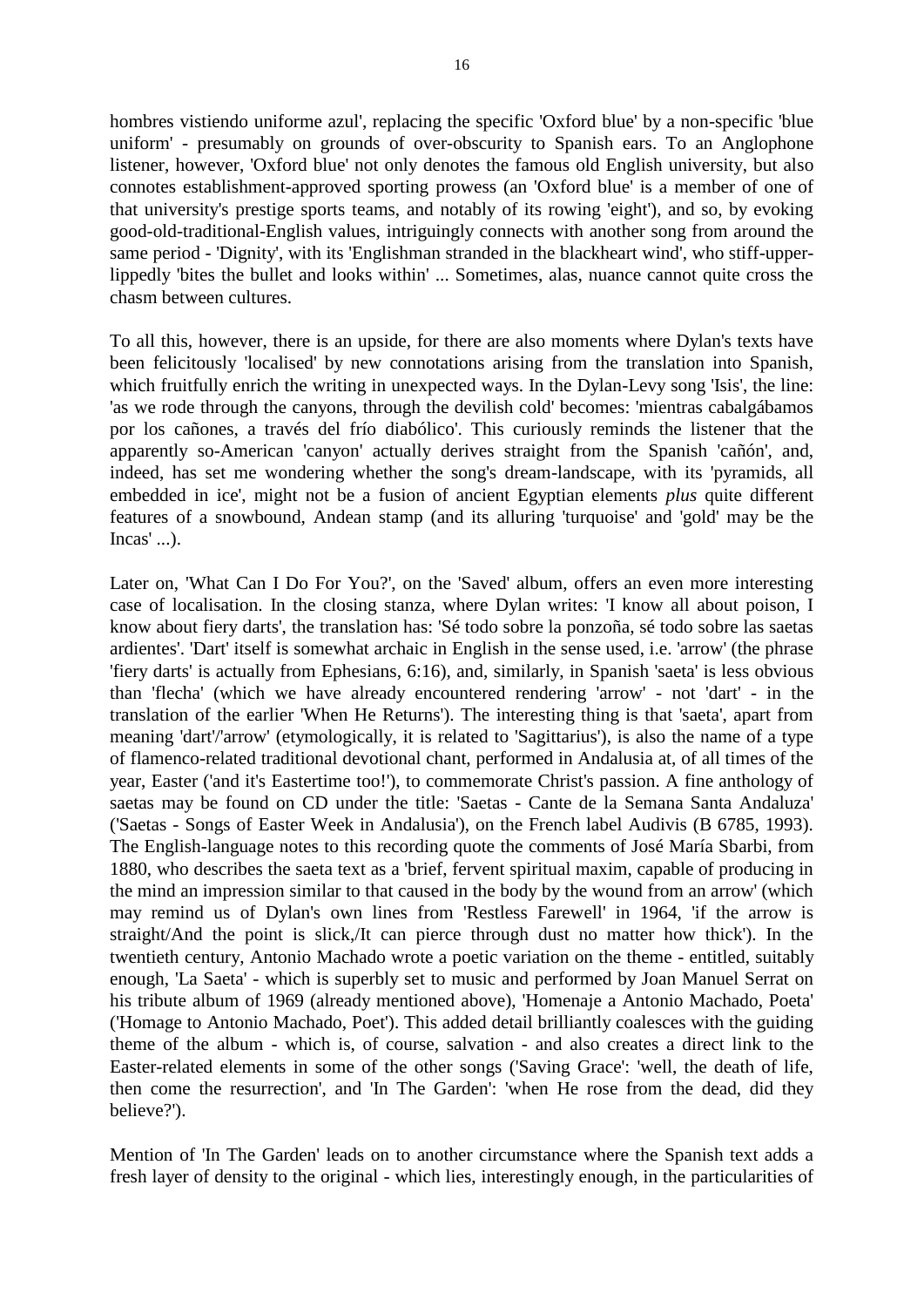hombres vistiendo uniforme azul', replacing the specific 'Oxford blue' by a non-specific 'blue uniform' - presumably on grounds of over-obscurity to Spanish ears. To an Anglophone listener, however, 'Oxford blue' not only denotes the famous old English university, but also connotes establishment-approved sporting prowess (an 'Oxford blue' is a member of one of that university's prestige sports teams, and notably of its rowing 'eight'), and so, by evoking good-old-traditional-English values, intriguingly connects with another song from around the same period - 'Dignity', with its 'Englishman stranded in the blackheart wind', who stiff-upper-lippedly 'bites the bullet and looks within' ... Sometimes, alas, nuance cannot quite cross the chasm between cultures.

To all this, however, there is an upside, for there are also moments where Dylan's texts have been felicitously 'localised' by new connotations arising from the translation into Spanish, which fruitfully enrich the writing in unexpected ways. In the Dylan-Levy song 'Isis', the line: 'as we rode through the canyons, through the devilish cold' becomes: 'mientras cabalgábamos por los cañones, a través del frío diabólico'. This curiously reminds the listener that the apparently so-American 'canyon' actually derives straight from the Spanish 'cañón', and, indeed, has set me wondering whether the song's dream-landscape, with its 'pyramids, all embedded in ice', might not be a fusion of ancient Egyptian elements *plus* quite different features of a snowbound, Andean stamp (and its alluring 'turquoise' and 'gold' may be the Incas' ...).

Later on, 'What Can I Do For You?', on the 'Saved' album, offers an even more interesting case of localisation. In the closing stanza, where Dylan writes: 'I know all about poison, I know about fiery darts', the translation has: 'Sé todo sobre la ponzoña, sé todo sobre las saetas ardientes'. 'Dart' itself is somewhat archaic in English in the sense used, i.e. 'arrow' (the phrase 'fiery darts' is actually from Ephesians, 6:16), and, similarly, in Spanish 'saeta' is less obvious than 'flecha' (which we have already encountered rendering 'arrow' - not 'dart' - in the translation of the earlier 'When He Returns'). The interesting thing is that 'saeta', apart from meaning 'dart'/'arrow' (etymologically, it is related to 'Sagittarius'), is also the name of a type of flamenco-related traditional devotional chant, performed in Andalusia at, of all times of the year, Easter ('and it's Eastertime too!'), to commemorate Christ's passion. A fine anthology of saetas may be found on CD under the title: 'Saetas - Cante de la Semana Santa Andaluza' ('Saetas - Songs of Easter Week in Andalusia'), on the French label Audivis (B 6785, 1993). The English-language notes to this recording quote the comments of José María Sbarbi, from 1880, who describes the saeta text as a 'brief, fervent spiritual maxim, capable of producing in the mind an impression similar to that caused in the body by the wound from an arrow' (which may remind us of Dylan's own lines from 'Restless Farewell' in 1964, 'if the arrow is straight/And the point is slick,/It can pierce through dust no matter how thick'). In the twentieth century, Antonio Machado wrote a poetic variation on the theme - entitled, suitably enough, 'La Saeta' - which is superbly set to music and performed by Joan Manuel Serrat on his tribute album of 1969 (already mentioned above), 'Homenaje a Antonio Machado, Poeta' ('Homage to Antonio Machado, Poet'). This added detail brilliantly coalesces with the guiding theme of the album - which is, of course, salvation - and also creates a direct link to the Easter-related elements in some of the other songs ('Saving Grace': 'well, the death of life, then come the resurrection', and 'In The Garden': 'when He rose from the dead, did they believe?').

Mention of 'In The Garden' leads on to another circumstance where the Spanish text adds a fresh layer of density to the original - which lies, interestingly enough, in the particularities of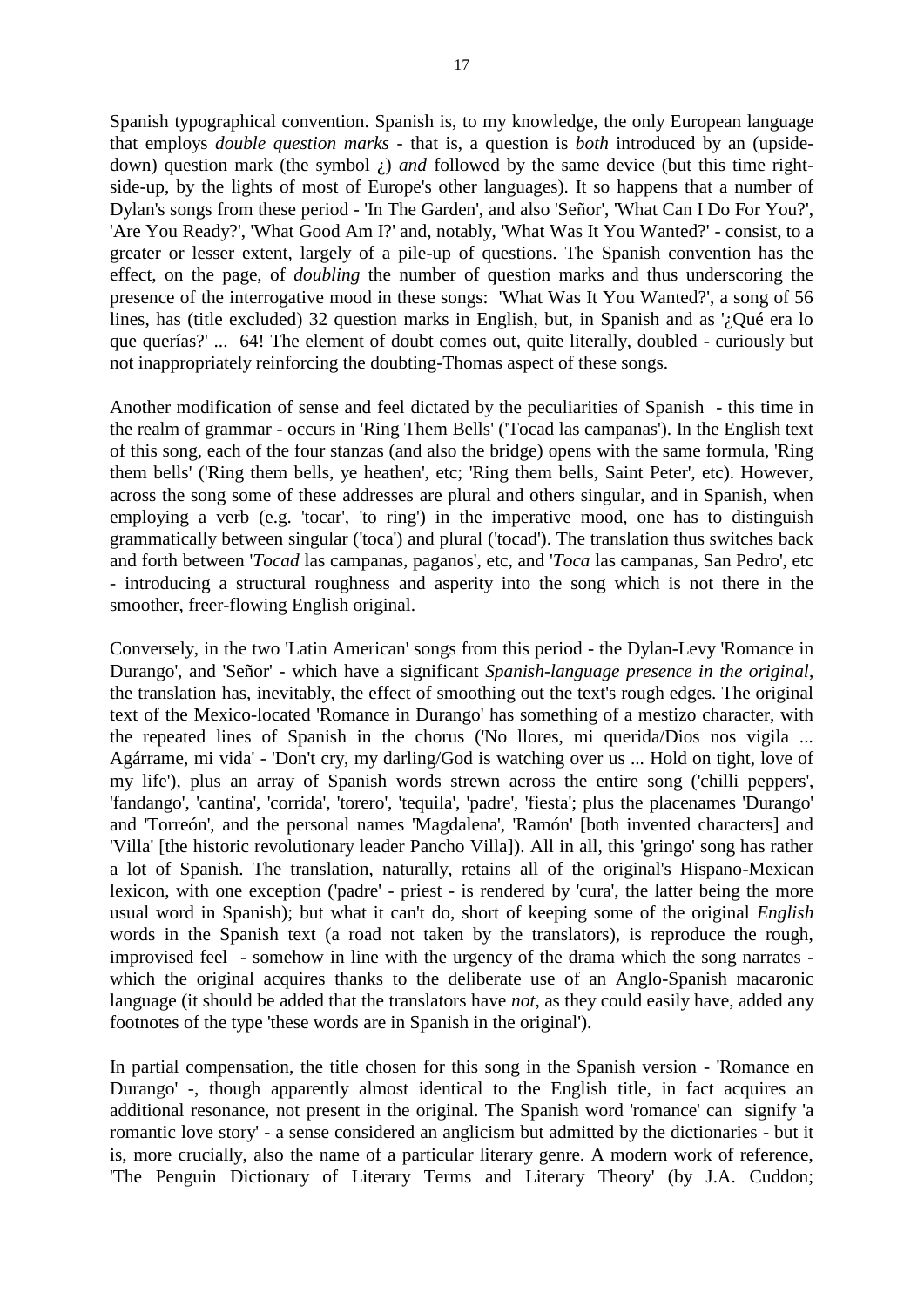Spanish typographical convention. Spanish is, to my knowledge, the only European language that employs *double question marks* - that is, a question is *both* introduced by an (upside-down) question mark (the symbol ¿) *and* followed by the same device (but this time right-side-up, by the lights of most of Europe's other languages). It so happens that a number of Dylan's songs from these period - 'In The Garden', and also 'Señor', 'What Can I Do For You?', 'Are You Ready?', 'What Good Am I?' and, notably, 'What Was It You Wanted?' - consist, to a greater or lesser extent, largely of a pile-up of questions. The Spanish convention has the effect, on the page, of *doubling* the number of question marks and thus underscoring the presence of the interrogative mood in these songs: 'What Was It You Wanted?', a song of 56 lines, has (title excluded) 32 question marks in English, but, in Spanish and as '¿Qué era lo que querías?' ... 64! The element of doubt comes out, quite literally, doubled - curiously but not inappropriately reinforcing the doubting-Thomas aspect of these songs.

Another modification of sense and feel dictated by the peculiarities of Spanish - this time in the realm of grammar - occurs in 'Ring Them Bells' ('Tocad las campanas'). In the English text of this song, each of the four stanzas (and also the bridge) opens with the same formula, 'Ring them bells' ('Ring them bells, ye heathen', etc; 'Ring them bells, Saint Peter', etc). However, across the song some of these addresses are plural and others singular, and in Spanish, when employing a verb (e.g. 'tocar', 'to ring') in the imperative mood, one has to distinguish grammatically between singular ('toca') and plural ('tocad'). The translation thus switches back and forth between '*Tocad* las campanas, paganos', etc, and '*Toca* las campanas, San Pedro', etc - introducing a structural roughness and asperity into the song which is not there in the smoother, freer-flowing English original.

Conversely, in the two 'Latin American' songs from this period - the Dylan-Levy 'Romance in Durango', and 'Señor' - which have a significant *Spanish-language presence in the original*, the translation has, inevitably, the effect of smoothing out the text's rough edges. The original text of the Mexico-located 'Romance in Durango' has something of a mestizo character, with the repeated lines of Spanish in the chorus ('No llores, mi querida/Dios nos vigila ... Agárrame, mi vida' - 'Don't cry, my darling/God is watching over us ... Hold on tight, love of my life'), plus an array of Spanish words strewn across the entire song ('chilli peppers', 'fandango', 'cantina', 'corrida', 'torero', 'tequila', 'padre', 'fiesta'; plus the placenames 'Durango' and 'Torreón', and the personal names 'Magdalena', 'Ramón' [both invented characters] and 'Villa' [the historic revolutionary leader Pancho Villa]). All in all, this 'gringo' song has rather a lot of Spanish. The translation, naturally, retains all of the original's Hispano-Mexican lexicon, with one exception ('padre' - priest - is rendered by 'cura', the latter being the more usual word in Spanish); but what it can't do, short of keeping some of the original *English* words in the Spanish text (a road not taken by the translators), is reproduce the rough, improvised feel - somehow in line with the urgency of the drama which the song narrates - which the original acquires thanks to the deliberate use of an Anglo-Spanish macaronic language (it should be added that the translators have *not*, as they could easily have, added any footnotes of the type 'these words are in Spanish in the original').

In partial compensation, the title chosen for this song in the Spanish version - 'Romance en Durango' -, though apparently almost identical to the English title, in fact acquires an additional resonance, not present in the original. The Spanish word 'romance' can signify 'a romantic love story' - a sense considered an anglicism but admitted by the dictionaries - but it is, more crucially, also the name of a particular literary genre. A modern work of reference, 'The Penguin Dictionary of Literary Terms and Literary Theory' (by J.A. Cuddon;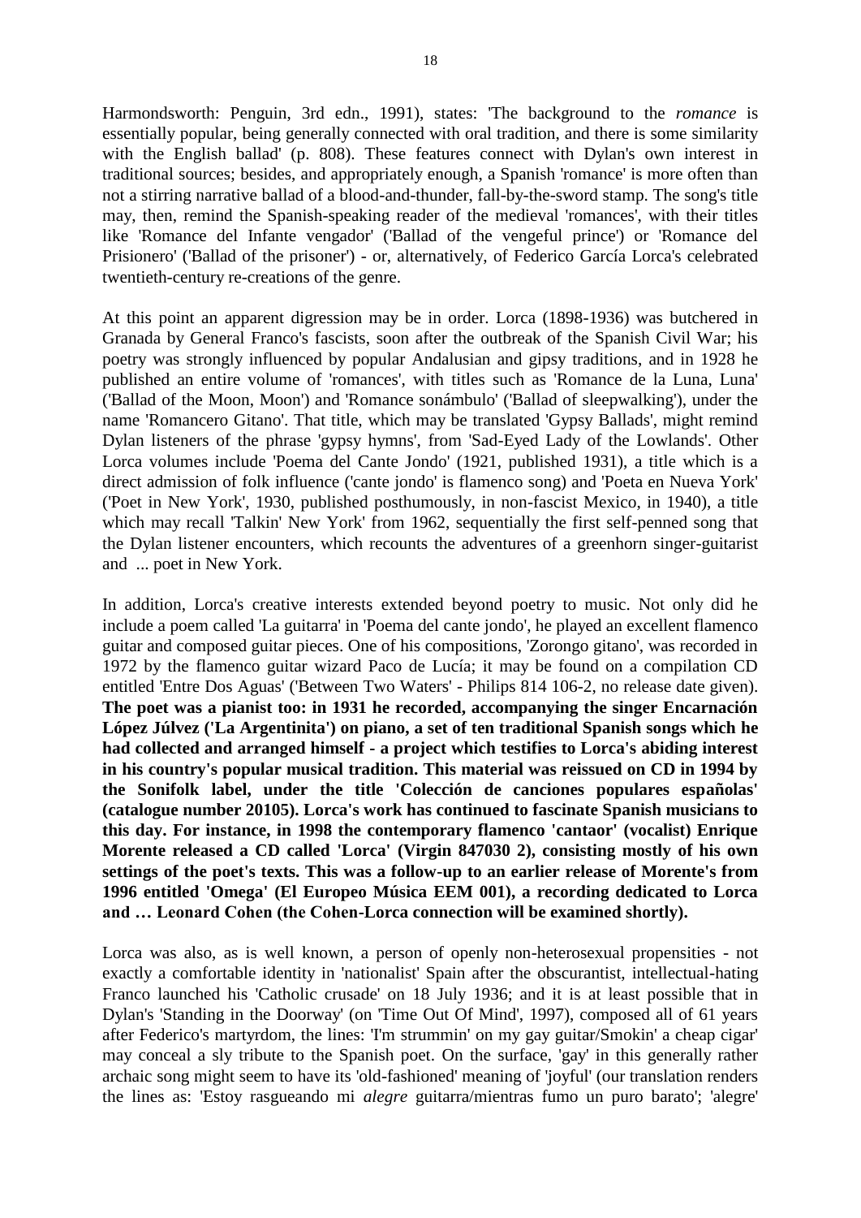Harmondsworth: Penguin, 3rd edn., 1991), states: 'The background to the *romance* is essentially popular, being generally connected with oral tradition, and there is some similarity with the English ballad' (p. 808). These features connect with Dylan's own interest in traditional sources; besides, and appropriately enough, a Spanish 'romance' is more often than not a stirring narrative ballad of a blood-and-thunder, fall-by-the-sword stamp. The song's title may, then, remind the Spanish-speaking reader of the medieval 'romances', with their titles like 'Romance del Infante vengador' ('Ballad of the vengeful prince') or 'Romance del Prisionero' ('Ballad of the prisoner') - or, alternatively, of Federico García Lorca's celebrated twentieth-century re-creations of the genre.

At this point an apparent digression may be in order. Lorca (1898-1936) was butchered in Granada by General Franco's fascists, soon after the outbreak of the Spanish Civil War; his poetry was strongly influenced by popular Andalusian and gipsy traditions, and in 1928 he published an entire volume of 'romances', with titles such as 'Romance de la Luna, Luna' ('Ballad of the Moon, Moon') and 'Romance sonámbulo' ('Ballad of sleepwalking'), under the name 'Romancero Gitano'. That title, which may be translated 'Gypsy Ballads', might remind Dylan listeners of the phrase 'gypsy hymns', from 'Sad-Eyed Lady of the Lowlands'. Other Lorca volumes include 'Poema del Cante Jondo' (1921, published 1931), a title which is a direct admission of folk influence ('cante jondo' is flamenco song) and 'Poeta en Nueva York' ('Poet in New York', 1930, published posthumously, in non-fascist Mexico, in 1940), a title which may recall 'Talkin' New York' from 1962, sequentially the first self-penned song that the Dylan listener encounters, which recounts the adventures of a greenhorn singer-guitarist and ... poet in New York.

In addition, Lorca's creative interests extended beyond poetry to music. Not only did he include a poem called 'La guitarra' in 'Poema del cante jondo', he played an excellent flamenco guitar and composed guitar pieces. One of his compositions, 'Zorongo gitano', was recorded in 1972 by the flamenco guitar wizard Paco de Lucía; it may be found on a compilation CD entitled 'Entre Dos Aguas' ('Between Two Waters' - Philips 814 106-2, no release date given). **The poet was a pianist too: in 1931 he recorded, accompanying the singer Encarnación López Júlvez ('La Argentinita') on piano, a set of ten traditional Spanish songs which he had collected and arranged himself - a project which testifies to Lorca's abiding interest in his country's popular musical tradition. This material was reissued on CD in 1994 by the Sonifolk label, under the title 'Colección de canciones populares españolas' (catalogue number 20105). Lorca's work has continued to fascinate Spanish musicians to this day. For instance, in 1998 the contemporary flamenco 'cantaor' (vocalist) Enrique Morente released a CD called 'Lorca' (Virgin 847030 2), consisting mostly of his own settings of the poet's texts. This was a follow-up to an earlier release of Morente's from 1996 entitled 'Omega' (El Europeo Música EEM 001), a recording dedicated to Lorca and … Leonard Cohen (the Cohen-Lorca connection will be examined shortly).**

Lorca was also, as is well known, a person of openly non-heterosexual propensities - not exactly a comfortable identity in 'nationalist' Spain after the obscurantist, intellectual-hating Franco launched his 'Catholic crusade' on 18 July 1936; and it is at least possible that in Dylan's 'Standing in the Doorway' (on 'Time Out Of Mind', 1997), composed all of 61 years after Federico's martyrdom, the lines: 'I'm strummin' on my gay guitar/Smokin' a cheap cigar' may conceal a sly tribute to the Spanish poet. On the surface, 'gay' in this generally rather archaic song might seem to have its 'old-fashioned' meaning of 'joyful' (our translation renders the lines as: 'Estoy rasgueando mi *alegre* guitarra/mientras fumo un puro barato'; 'alegre'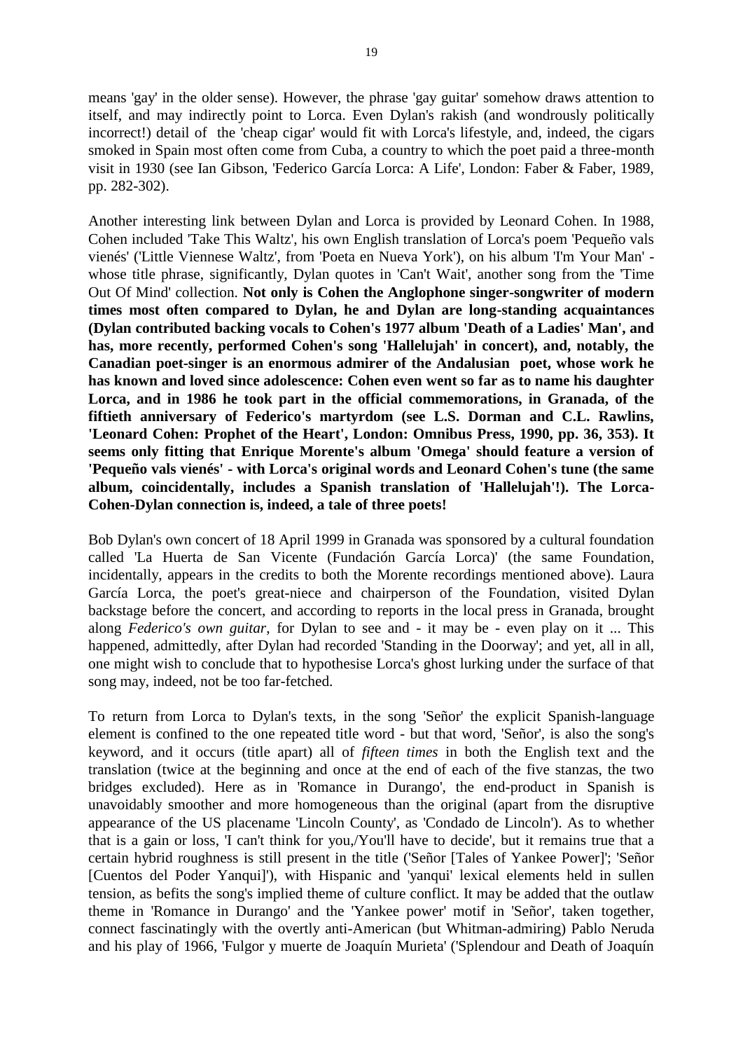means 'gay' in the older sense). However, the phrase 'gay guitar' somehow draws attention to itself, and may indirectly point to Lorca. Even Dylan's rakish (and wondrously politically incorrect!) detail of the 'cheap cigar' would fit with Lorca's lifestyle, and, indeed, the cigars smoked in Spain most often come from Cuba, a country to which the poet paid a three-month visit in 1930 (see Ian Gibson, 'Federico García Lorca: A Life', London: Faber & Faber, 1989, pp. 282-302).

Another interesting link between Dylan and Lorca is provided by Leonard Cohen. In 1988, Cohen included 'Take This Waltz', his own English translation of Lorca's poem 'Pequeño vals vienés' ('Little Viennese Waltz', from 'Poeta en Nueva York'), on his album 'I'm Your Man' - whose title phrase, significantly, Dylan quotes in 'Can't Wait', another song from the 'Time Out Of Mind' collection. **Not only is Cohen the Anglophone singer-songwriter of modern times most often compared to Dylan, he and Dylan are long-standing acquaintances (Dylan contributed backing vocals to Cohen's 1977 album 'Death of a Ladies' Man', and has, more recently, performed Cohen's song 'Hallelujah' in concert), and, notably, the Canadian poet-singer is an enormous admirer of the Andalusian poet, whose work he has known and loved since adolescence: Cohen even went so far as to name his daughter Lorca, and in 1986 he took part in the official commemorations, in Granada, of the fiftieth anniversary of Federico's martyrdom (see L.S. Dorman and C.L. Rawlins, 'Leonard Cohen: Prophet of the Heart', London: Omnibus Press, 1990, pp. 36, 353). It seems only fitting that Enrique Morente's album 'Omega' should feature a version of 'Pequeño vals vienés' - with Lorca's original words and Leonard Cohen's tune (the same album, coincidentally, includes a Spanish translation of 'Hallelujah'!). The Lorca-Cohen-Dylan connection is, indeed, a tale of three poets!**

Bob Dylan's own concert of 18 April 1999 in Granada was sponsored by a cultural foundation called 'La Huerta de San Vicente (Fundación García Lorca)' (the same Foundation, incidentally, appears in the credits to both the Morente recordings mentioned above). Laura García Lorca, the poet's great-niece and chairperson of the Foundation, visited Dylan backstage before the concert, and according to reports in the local press in Granada, brought along *Federico's own guitar*, for Dylan to see and - it may be - even play on it ... This happened, admittedly, after Dylan had recorded 'Standing in the Doorway'; and yet, all in all, one might wish to conclude that to hypothesise Lorca's ghost lurking under the surface of that song may, indeed, not be too far-fetched.

To return from Lorca to Dylan's texts, in the song 'Señor' the explicit Spanish-language element is confined to the one repeated title word - but that word, 'Señor', is also the song's keyword, and it occurs (title apart) all of *fifteen times* in both the English text and the translation (twice at the beginning and once at the end of each of the five stanzas, the two bridges excluded). Here as in 'Romance in Durango', the end-product in Spanish is unavoidably smoother and more homogeneous than the original (apart from the disruptive appearance of the US placename 'Lincoln County', as 'Condado de Lincoln'). As to whether that is a gain or loss, 'I can't think for you,/You'll have to decide', but it remains true that a certain hybrid roughness is still present in the title ('Señor [Tales of Yankee Power]'; 'Señor [Cuentos del Poder Yanqui]'), with Hispanic and 'yanqui' lexical elements held in sullen tension, as befits the song's implied theme of culture conflict. It may be added that the outlaw theme in 'Romance in Durango' and the 'Yankee power' motif in 'Señor', taken together, connect fascinatingly with the overtly anti-American (but Whitman-admiring) Pablo Neruda and his play of 1966, 'Fulgor y muerte de Joaquín Murieta' ('Splendour and Death of Joaquín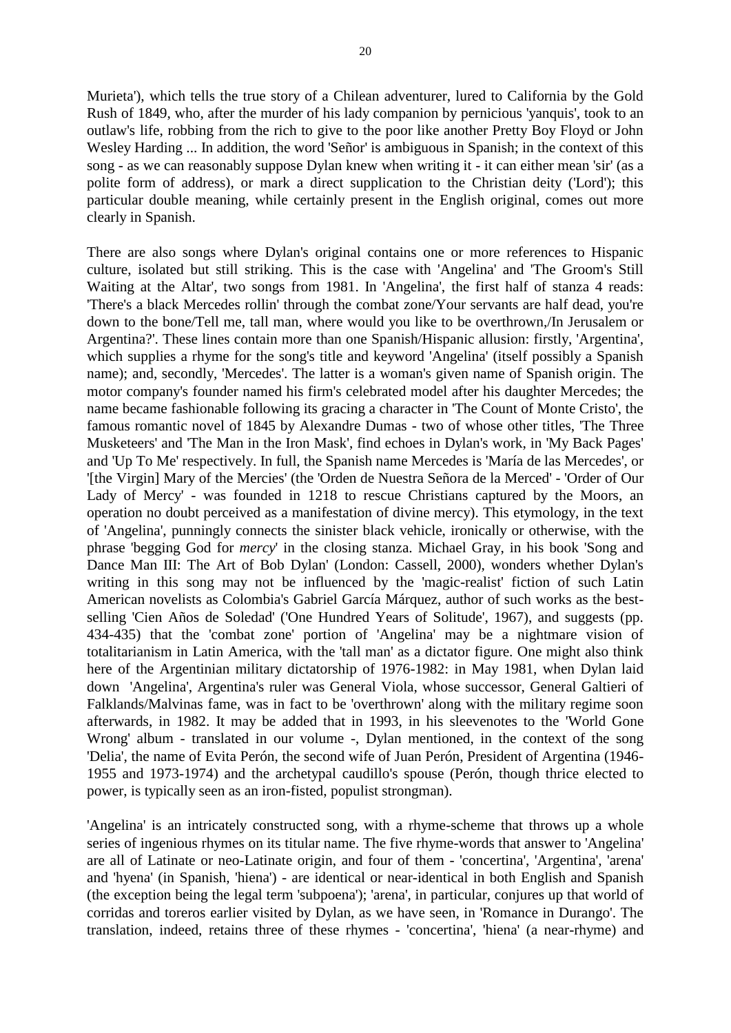Murieta'), which tells the true story of a Chilean adventurer, lured to California by the Gold Rush of 1849, who, after the murder of his lady companion by pernicious 'yanquis', took to an outlaw's life, robbing from the rich to give to the poor like another Pretty Boy Floyd or John Wesley Harding ... In addition, the word 'Señor' is ambiguous in Spanish; in the context of this song - as we can reasonably suppose Dylan knew when writing it - it can either mean 'sir' (as a polite form of address), or mark a direct supplication to the Christian deity ('Lord'); this particular double meaning, while certainly present in the English original, comes out more clearly in Spanish.

There are also songs where Dylan's original contains one or more references to Hispanic culture, isolated but still striking. This is the case with 'Angelina' and 'The Groom's Still Waiting at the Altar', two songs from 1981. In 'Angelina', the first half of stanza 4 reads: 'There's a black Mercedes rollin' through the combat zone/Your servants are half dead, you're down to the bone/Tell me, tall man, where would you like to be overthrown,/In Jerusalem or Argentina?'. These lines contain more than one Spanish/Hispanic allusion: firstly, 'Argentina', which supplies a rhyme for the song's title and keyword 'Angelina' (itself possibly a Spanish name); and, secondly, 'Mercedes'. The latter is a woman's given name of Spanish origin. The motor company's founder named his firm's celebrated model after his daughter Mercedes; the name became fashionable following its gracing a character in 'The Count of Monte Cristo', the famous romantic novel of 1845 by Alexandre Dumas - two of whose other titles, 'The Three Musketeers' and 'The Man in the Iron Mask', find echoes in Dylan's work, in 'My Back Pages' and 'Up To Me' respectively. In full, the Spanish name Mercedes is 'María de las Mercedes', or '[the Virgin] Mary of the Mercies' (the 'Orden de Nuestra Señora de la Merced' - 'Order of Our Lady of Mercy' - was founded in 1218 to rescue Christians captured by the Moors, an operation no doubt perceived as a manifestation of divine mercy). This etymology, in the text of 'Angelina', punningly connects the sinister black vehicle, ironically or otherwise, with the phrase 'begging God for *mercy*' in the closing stanza. Michael Gray, in his book 'Song and Dance Man III: The Art of Bob Dylan' (London: Cassell, 2000), wonders whether Dylan's writing in this song may not be influenced by the 'magic-realist' fiction of such Latin American novelists as Colombia's Gabriel García Márquez, author of such works as the best-selling 'Cien Años de Soledad' ('One Hundred Years of Solitude', 1967), and suggests (pp. 434-435) that the 'combat zone' portion of 'Angelina' may be a nightmare vision of totalitarianism in Latin America, with the 'tall man' as a dictator figure. One might also think here of the Argentinian military dictatorship of 1976-1982: in May 1981, when Dylan laid down 'Angelina', Argentina's ruler was General Viola, whose successor, General Galtieri of Falklands/Malvinas fame, was in fact to be 'overthrown' along with the military regime soon afterwards, in 1982. It may be added that in 1993, in his sleevenotes to the 'World Gone Wrong' album - translated in our volume -, Dylan mentioned, in the context of the song 'Delia', the name of Evita Perón, the second wife of Juan Perón, President of Argentina (1946-1955 and 1973-1974) and the archetypal caudillo's spouse (Perón, though thrice elected to power, is typically seen as an iron-fisted, populist strongman).

'Angelina' is an intricately constructed song, with a rhyme-scheme that throws up a whole series of ingenious rhymes on its titular name. The five rhyme-words that answer to 'Angelina' are all of Latinate or neo-Latinate origin, and four of them - 'concertina', 'Argentina', 'arena' and 'hyena' (in Spanish, 'hiena') - are identical or near-identical in both English and Spanish (the exception being the legal term 'subpoena'); 'arena', in particular, conjures up that world of corridas and toreros earlier visited by Dylan, as we have seen, in 'Romance in Durango'. The translation, indeed, retains three of these rhymes - 'concertina', 'hiena' (a near-rhyme) and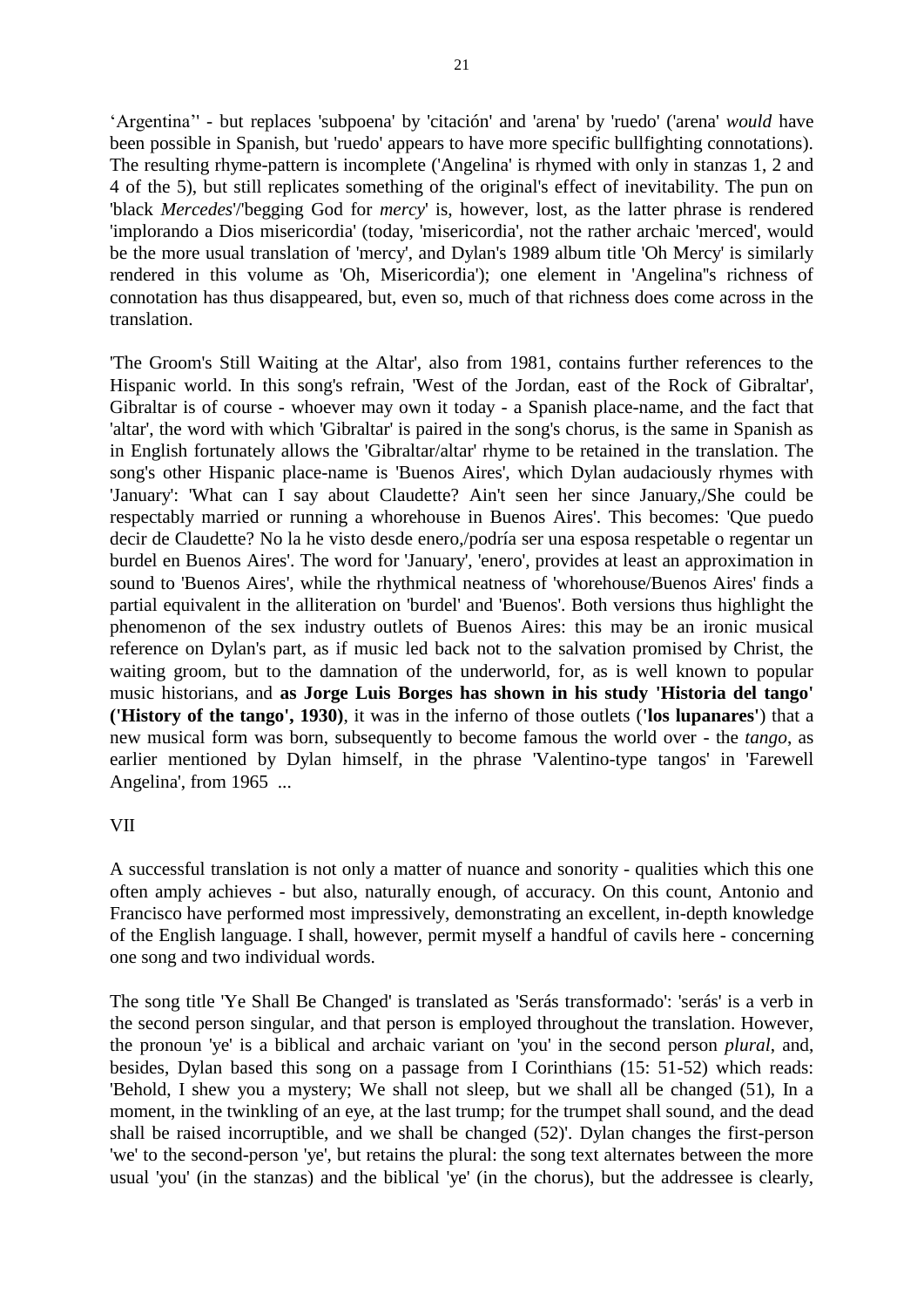'Argentina'' - but replaces 'subpoena' by 'citación' and 'arena' by 'ruedo' ('arena' *would* have been possible in Spanish, but 'ruedo' appears to have more specific bullfighting connotations). The resulting rhyme-pattern is incomplete ('Angelina' is rhymed with only in stanzas 1, 2 and 4 of the 5), but still replicates something of the original's effect of inevitability. The pun on 'black *Mercedes*'/'begging God for *mercy*' is, however, lost, as the latter phrase is rendered 'implorando a Dios misericordia' (today, 'misericordia', not the rather archaic 'merced', would be the more usual translation of 'mercy', and Dylan's 1989 album title 'Oh Mercy' is similarly rendered in this volume as 'Oh, Misericordia'); one element in 'Angelina''s richness of connotation has thus disappeared, but, even so, much of that richness does come across in the translation.

'The Groom's Still Waiting at the Altar', also from 1981, contains further references to the Hispanic world. In this song's refrain, 'West of the Jordan, east of the Rock of Gibraltar', Gibraltar is of course - whoever may own it today - a Spanish place-name, and the fact that 'altar', the word with which 'Gibraltar' is paired in the song's chorus, is the same in Spanish as in English fortunately allows the 'Gibraltar/altar' rhyme to be retained in the translation. The song's other Hispanic place-name is 'Buenos Aires', which Dylan audaciously rhymes with 'January': 'What can I say about Claudette? Ain't seen her since January,/She could be respectably married or running a whorehouse in Buenos Aires'. This becomes: 'Que puedo decir de Claudette? No la he visto desde enero,/podría ser una esposa respetable o regentar un burdel en Buenos Aires'. The word for 'January', 'enero', provides at least an approximation in sound to 'Buenos Aires', while the rhythmical neatness of 'whorehouse/Buenos Aires' finds a partial equivalent in the alliteration on 'burdel' and 'Buenos'. Both versions thus highlight the phenomenon of the sex industry outlets of Buenos Aires: this may be an ironic musical reference on Dylan's part, as if music led back not to the salvation promised by Christ, the waiting groom, but to the damnation of the underworld, for, as is well known to popular music historians, and **as Jorge Luis Borges has shown in his study 'Historia del tango' ('History of the tango', 1930)**, it was in the inferno of those outlets (**'los lupanares'**) that a new musical form was born, subsequently to become famous the world over - the *tango*, as earlier mentioned by Dylan himself, in the phrase 'Valentino-type tangos' in 'Farewell Angelina', from 1965 ...

VII

A successful translation is not only a matter of nuance and sonority - qualities which this one often amply achieves - but also, naturally enough, of accuracy. On this count, Antonio and Francisco have performed most impressively, demonstrating an excellent, in-depth knowledge of the English language. I shall, however, permit myself a handful of cavils here - concerning one song and two individual words.

The song title 'Ye Shall Be Changed' is translated as 'Serás transformado': 'serás' is a verb in the second person singular, and that person is employed throughout the translation. However, the pronoun 'ye' is a biblical and archaic variant on 'you' in the second person *plural*, and, besides, Dylan based this song on a passage from I Corinthians (15: 51-52) which reads: 'Behold, I shew you a mystery; We shall not sleep, but we shall all be changed (51), In a moment, in the twinkling of an eye, at the last trump; for the trumpet shall sound, and the dead shall be raised incorruptible, and we shall be changed (52)'. Dylan changes the first-person 'we' to the second-person 'ye', but retains the plural: the song text alternates between the more usual 'you' (in the stanzas) and the biblical 'ye' (in the chorus), but the addressee is clearly,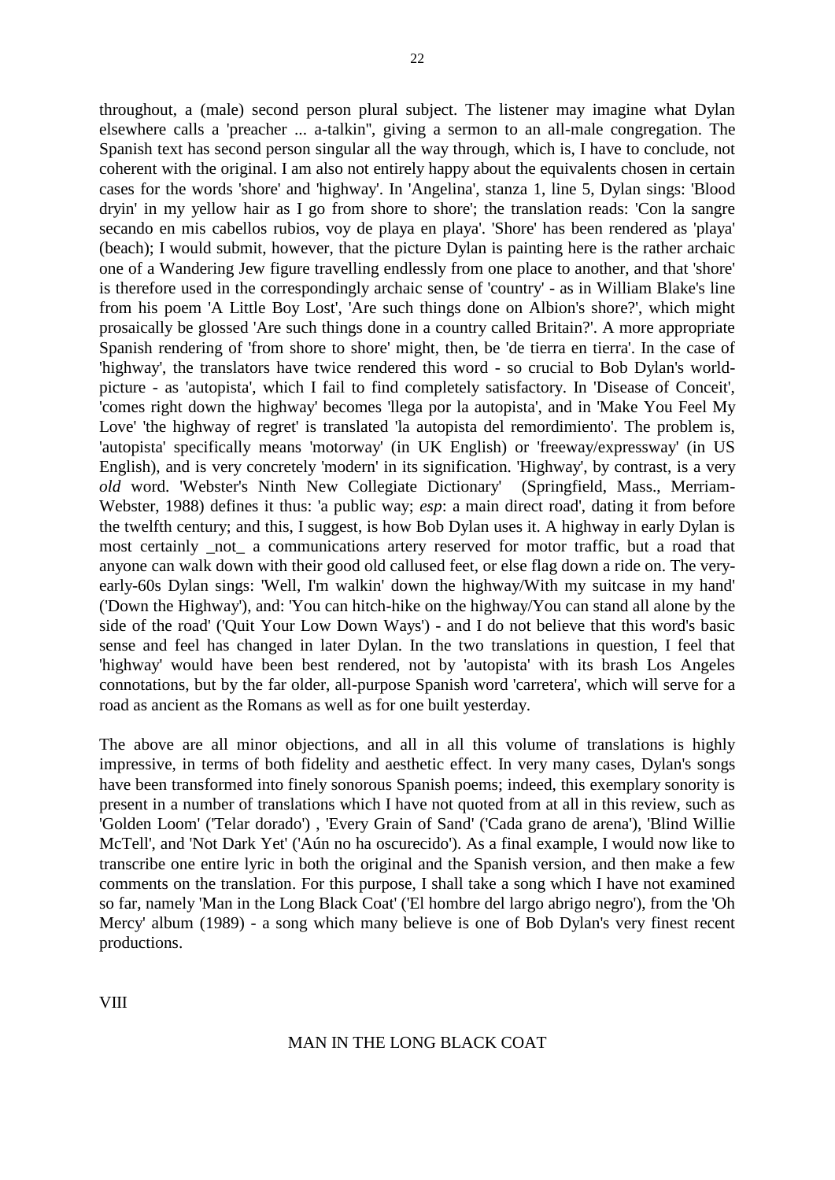throughout, a (male) second person plural subject. The listener may imagine what Dylan elsewhere calls a 'preacher ... a-talkin'', giving a sermon to an all-male congregation. The Spanish text has second person singular all the way through, which is, I have to conclude, not coherent with the original. I am also not entirely happy about the equivalents chosen in certain cases for the words 'shore' and 'highway'. In 'Angelina', stanza 1, line 5, Dylan sings: 'Blood dryin' in my yellow hair as I go from shore to shore'; the translation reads: 'Con la sangre secando en mis cabellos rubios, voy de playa en playa'. 'Shore' has been rendered as 'playa' (beach); I would submit, however, that the picture Dylan is painting here is the rather archaic one of a Wandering Jew figure travelling endlessly from one place to another, and that 'shore' is therefore used in the correspondingly archaic sense of 'country' - as in William Blake's line from his poem 'A Little Boy Lost', 'Are such things done on Albion's shore?', which might prosaically be glossed 'Are such things done in a country called Britain?'. A more appropriate Spanish rendering of 'from shore to shore' might, then, be 'de tierra en tierra'. In the case of 'highway', the translators have twice rendered this word - so crucial to Bob Dylan's world-picture - as 'autopista', which I fail to find completely satisfactory. In 'Disease of Conceit', 'comes right down the highway' becomes 'llega por la autopista', and in 'Make You Feel My Love' 'the highway of regret' is translated 'la autopista del remordimiento'. The problem is, 'autopista' specifically means 'motorway' (in UK English) or 'freeway/expressway' (in US English), and is very concretely 'modern' in its signification. 'Highway', by contrast, is a very *old* word. 'Webster's Ninth New Collegiate Dictionary' (Springfield, Mass., Merriam-Webster, 1988) defines it thus: 'a public way; *esp*: a main direct road', dating it from before the twelfth century; and this, I suggest, is how Bob Dylan uses it. A highway in early Dylan is most certainly _not_ a communications artery reserved for motor traffic, but a road that anyone can walk down with their good old callused feet, or else flag down a ride on. The very-early-60s Dylan sings: 'Well, I'm walkin' down the highway/With my suitcase in my hand' ('Down the Highway'), and: 'You can hitch-hike on the highway/You can stand all alone by the side of the road' ('Quit Your Low Down Ways') - and I do not believe that this word's basic sense and feel has changed in later Dylan. In the two translations in question, I feel that 'highway' would have been best rendered, not by 'autopista' with its brash Los Angeles connotations, but by the far older, all-purpose Spanish word 'carretera', which will serve for a road as ancient as the Romans as well as for one built yesterday.

The above are all minor objections, and all in all this volume of translations is highly impressive, in terms of both fidelity and aesthetic effect. In very many cases, Dylan's songs have been transformed into finely sonorous Spanish poems; indeed, this exemplary sonority is present in a number of translations which I have not quoted from at all in this review, such as 'Golden Loom' ('Telar dorado') , 'Every Grain of Sand' ('Cada grano de arena'), 'Blind Willie McTell', and 'Not Dark Yet' ('Aún no ha oscurecido'). As a final example, I would now like to transcribe one entire lyric in both the original and the Spanish version, and then make a few comments on the translation. For this purpose, I shall take a song which I have not examined so far, namely 'Man in the Long Black Coat' ('El hombre del largo abrigo negro'), from the 'Oh Mercy' album (1989) - a song which many believe is one of Bob Dylan's very finest recent productions.

## VIII

### MAN IN THE LONG BLACK COAT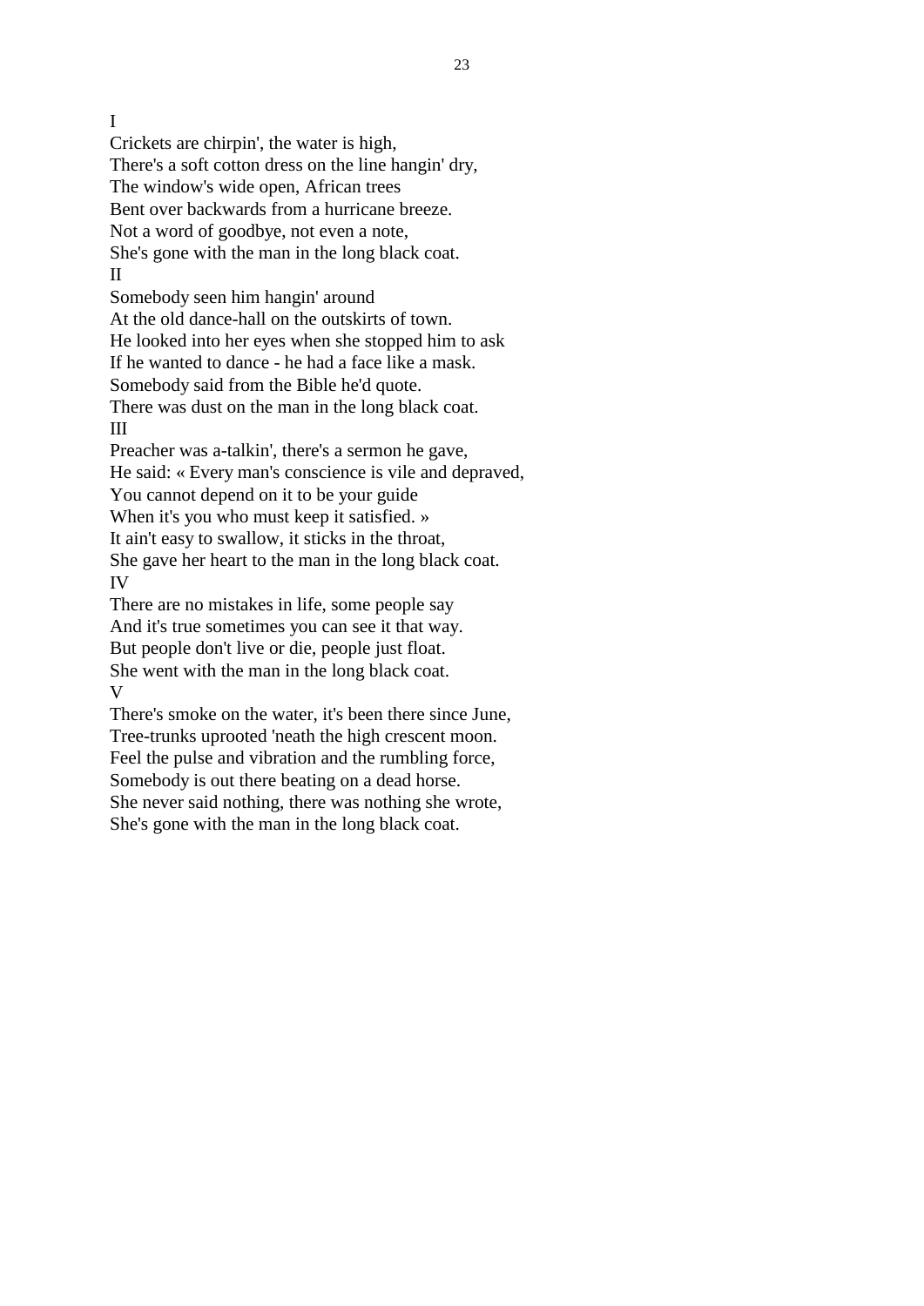I

Crickets are chirpin', the water is high,
There's a soft cotton dress on the line hangin' dry,
The window's wide open, African trees
Bent over backwards from a hurricane breeze.
Not a word of goodbye, not even a note,
She's gone with the man in the long black coat.

II

Somebody seen him hangin' around
At the old dance-hall on the outskirts of town.
He looked into her eyes when she stopped him to ask
If he wanted to dance - he had a face like a mask.
Somebody said from the Bible he'd quote.
There was dust on the man in the long black coat.

III

Preacher was a-talkin', there's a sermon he gave,
He said: « Every man's conscience is vile and depraved,
You cannot depend on it to be your guide
When it's you who must keep it satisfied. »
It ain't easy to swallow, it sticks in the throat,
She gave her heart to the man in the long black coat.

IV

There are no mistakes in life, some people say
And it's true sometimes you can see it that way.
But people don't live or die, people just float.
She went with the man in the long black coat.

V

There's smoke on the water, it's been there since June,
Tree-trunks uprooted 'neath the high crescent moon.
Feel the pulse and vibration and the rumbling force,
Somebody is out there beating on a dead horse.
She never said nothing, there was nothing she wrote,
She's gone with the man in the long black coat.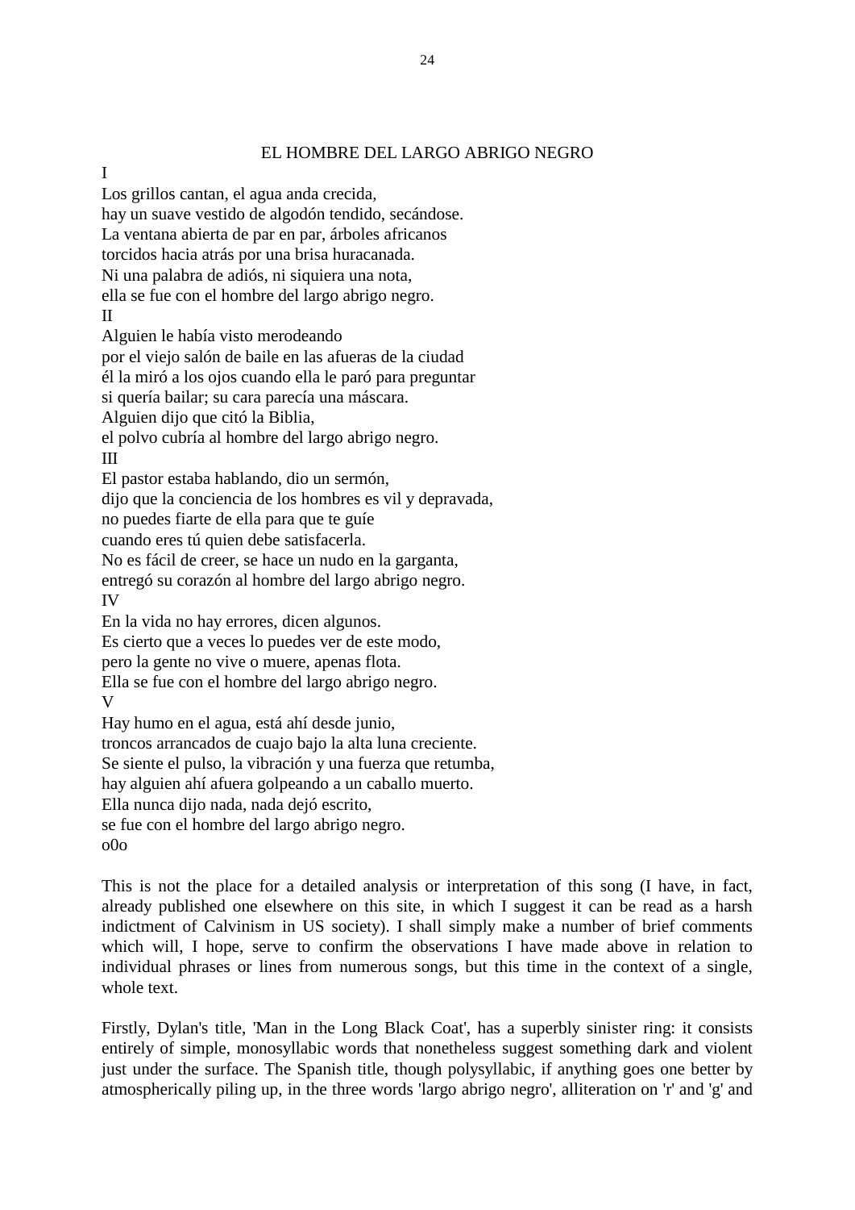## EL HOMBRE DEL LARGO ABRIGO NEGRO

I

Los grillos cantan, el agua anda crecida,
hay un suave vestido de algodón tendido, secándose.
La ventana abierta de par en par, árboles africanos
torcidos hacia atrás por una brisa huracanada.
Ni una palabra de adiós, ni siquiera una nota,
ella se fue con el hombre del largo abrigo negro.

II

Alguien le había visto merodeando
por el viejo salón de baile en las afueras de la ciudad
él la miró a los ojos cuando ella le paró para preguntar
si quería bailar; su cara parecía una máscara.
Alguien dijo que citó la Biblia,
el polvo cubría al hombre del largo abrigo negro.

III

El pastor estaba hablando, dio un sermón,
dijo que la conciencia de los hombres es vil y depravada,
no puedes fiarte de ella para que te guíe
cuando eres tú quien debe satisfacerla.
No es fácil de creer, se hace un nudo en la garganta,
entregó su corazón al hombre del largo abrigo negro.

IV

En la vida no hay errores, dicen algunos.
Es cierto que a veces lo puedes ver de este modo,
pero la gente no vive o muere, apenas flota.
Ella se fue con el hombre del largo abrigo negro.

V

Hay humo en el agua, está ahí desde junio,
troncos arrancados de cuajo bajo la alta luna creciente.
Se siente el pulso, la vibración y una fuerza que retumba,
hay alguien ahí afuera golpeando a un caballo muerto.
Ella nunca dijo nada, nada dejó escrito,
se fue con el hombre del largo abrigo negro.

o0o

This is not the place for a detailed analysis or interpretation of this song (I have, in fact, already published one elsewhere on this site, in which I suggest it can be read as a harsh indictment of Calvinism in US society). I shall simply make a number of brief comments which will, I hope, serve to confirm the observations I have made above in relation to individual phrases or lines from numerous songs, but this time in the context of a single, whole text.

Firstly, Dylan's title, 'Man in the Long Black Coat', has a superbly sinister ring: it consists entirely of simple, monosyllabic words that nonetheless suggest something dark and violent just under the surface. The Spanish title, though polysyllabic, if anything goes one better by atmospherically piling up, in the three words 'largo abrigo negro', alliteration on 'r' and 'g' and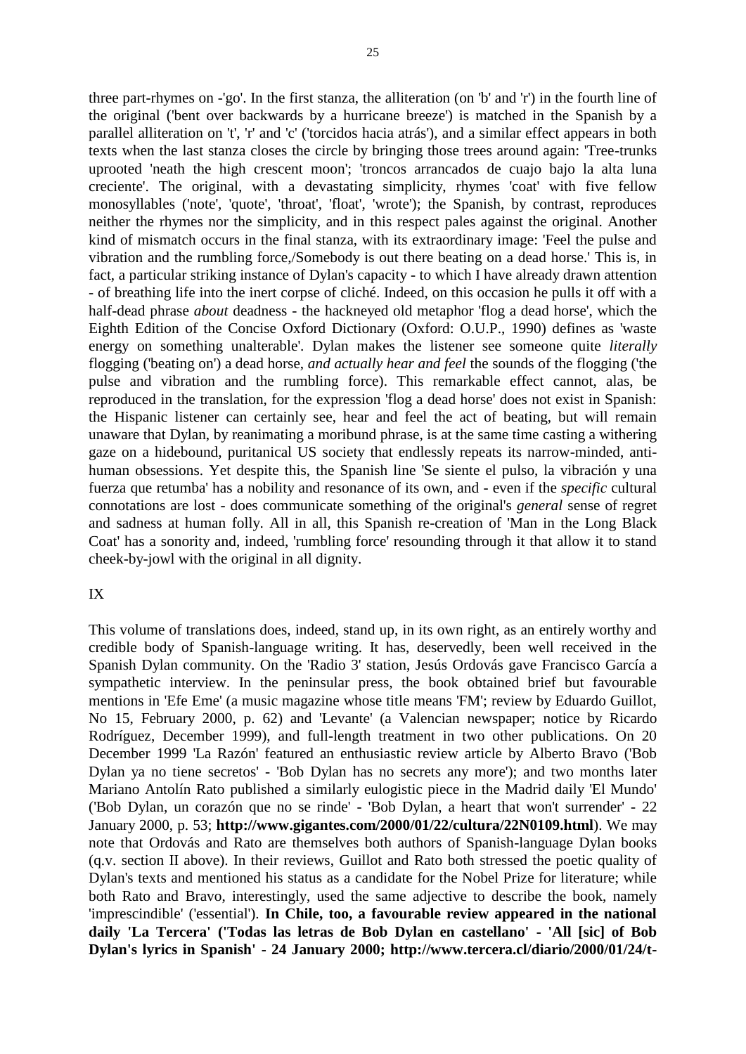three part-rhymes on -'go'. In the first stanza, the alliteration (on 'b' and 'r') in the fourth line of the original ('bent over backwards by a hurricane breeze') is matched in the Spanish by a parallel alliteration on 't', 'r' and 'c' ('torcidos hacia atrás'), and a similar effect appears in both texts when the last stanza closes the circle by bringing those trees around again: 'Tree-trunks uprooted 'neath the high crescent moon'; 'troncos arrancados de cuajo bajo la alta luna creciente'. The original, with a devastating simplicity, rhymes 'coat' with five fellow monosyllables ('note', 'quote', 'throat', 'float', 'wrote'); the Spanish, by contrast, reproduces neither the rhymes nor the simplicity, and in this respect pales against the original. Another kind of mismatch occurs in the final stanza, with its extraordinary image: 'Feel the pulse and vibration and the rumbling force,/Somebody is out there beating on a dead horse.' This is, in fact, a particular striking instance of Dylan's capacity - to which I have already drawn attention - of breathing life into the inert corpse of cliché. Indeed, on this occasion he pulls it off with a half-dead phrase *about* deadness - the hackneyed old metaphor 'flog a dead horse', which the Eighth Edition of the Concise Oxford Dictionary (Oxford: O.U.P., 1990) defines as 'waste energy on something unalterable'. Dylan makes the listener see someone quite *literally* flogging ('beating on') a dead horse, *and actually hear and feel* the sounds of the flogging ('the pulse and vibration and the rumbling force). This remarkable effect cannot, alas, be reproduced in the translation, for the expression 'flog a dead horse' does not exist in Spanish: the Hispanic listener can certainly see, hear and feel the act of beating, but will remain unaware that Dylan, by reanimating a moribund phrase, is at the same time casting a withering gaze on a hidebound, puritanical US society that endlessly repeats its narrow-minded, anti-human obsessions. Yet despite this, the Spanish line 'Se siente el pulso, la vibración y una fuerza que retumba' has a nobility and resonance of its own, and - even if the *specific* cultural connotations are lost - does communicate something of the original's *general* sense of regret and sadness at human folly. All in all, this Spanish re-creation of 'Man in the Long Black Coat' has a sonority and, indeed, 'rumbling force' resounding through it that allow it to stand cheek-by-jowl with the original in all dignity.

IX

This volume of translations does, indeed, stand up, in its own right, as an entirely worthy and credible body of Spanish-language writing. It has, deservedly, been well received in the Spanish Dylan community. On the 'Radio 3' station, Jesús Ordovás gave Francisco García a sympathetic interview. In the peninsular press, the book obtained brief but favourable mentions in 'Efe Eme' (a music magazine whose title means 'FM'; review by Eduardo Guillot, No 15, February 2000, p. 62) and 'Levante' (a Valencian newspaper; notice by Ricardo Rodríguez, December 1999), and full-length treatment in two other publications. On 20 December 1999 'La Razón' featured an enthusiastic review article by Alberto Bravo ('Bob Dylan ya no tiene secretos' - 'Bob Dylan has no secrets any more'); and two months later Mariano Antolín Rato published a similarly eulogistic piece in the Madrid daily 'El Mundo' ('Bob Dylan, un corazón que no se rinde' - 'Bob Dylan, a heart that won't surrender' - 22 January 2000, p. 53; **http://www.gigantes.com/2000/01/22/cultura/22N0109.html**). We may note that Ordovás and Rato are themselves both authors of Spanish-language Dylan books (q.v. section II above). In their reviews, Guillot and Rato both stressed the poetic quality of Dylan's texts and mentioned his status as a candidate for the Nobel Prize for literature; while both Rato and Bravo, interestingly, used the same adjective to describe the book, namely 'imprescindible' ('essential'). **In Chile, too, a favourable review appeared in the national daily 'La Tercera' ('Todas las letras de Bob Dylan en castellano' - 'All [sic] of Bob Dylan's lyrics in Spanish' - 24 January 2000; http://www.tercera.cl/diario/2000/01/24/t-**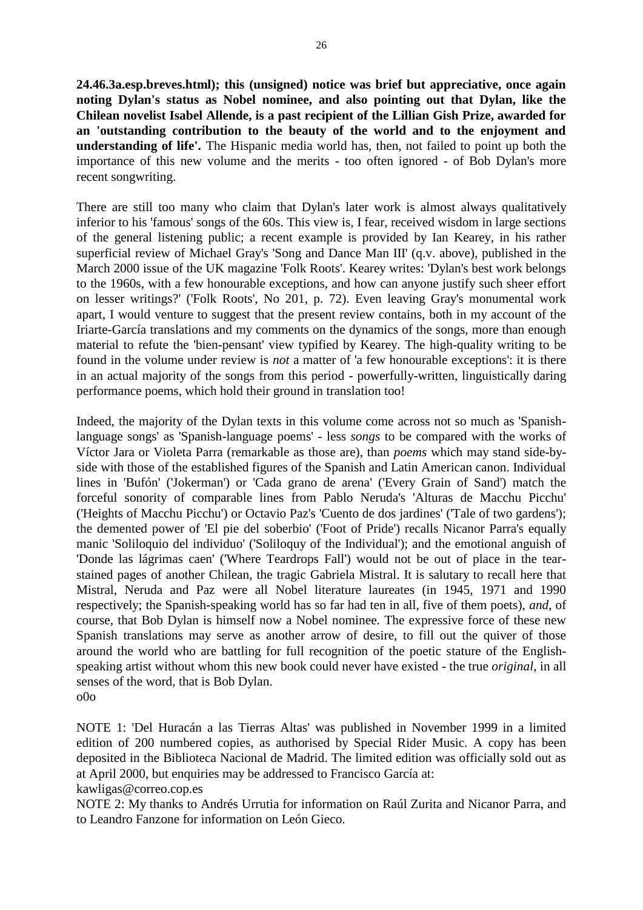**24.46.3a.esp.breves.html); this (unsigned) notice was brief but appreciative, once again noting Dylan's status as Nobel nominee, and also pointing out that Dylan, like the Chilean novelist Isabel Allende, is a past recipient of the Lillian Gish Prize, awarded for an 'outstanding contribution to the beauty of the world and to the enjoyment and understanding of life'.** The Hispanic media world has, then, not failed to point up both the importance of this new volume and the merits - too often ignored - of Bob Dylan's more recent songwriting.

There are still too many who claim that Dylan's later work is almost always qualitatively inferior to his 'famous' songs of the 60s. This view is, I fear, received wisdom in large sections of the general listening public; a recent example is provided by Ian Kearey, in his rather superficial review of Michael Gray's 'Song and Dance Man III' (q.v. above), published in the March 2000 issue of the UK magazine 'Folk Roots'. Kearey writes: 'Dylan's best work belongs to the 1960s, with a few honourable exceptions, and how can anyone justify such sheer effort on lesser writings?' ('Folk Roots', No 201, p. 72). Even leaving Gray's monumental work apart, I would venture to suggest that the present review contains, both in my account of the Iriarte-García translations and my comments on the dynamics of the songs, more than enough material to refute the 'bien-pensant' view typified by Kearey. The high-quality writing to be found in the volume under review is *not* a matter of 'a few honourable exceptions': it is there in an actual majority of the songs from this period - powerfully-written, linguistically daring performance poems, which hold their ground in translation too!

Indeed, the majority of the Dylan texts in this volume come across not so much as 'Spanish-language songs' as 'Spanish-language poems' - less *songs* to be compared with the works of Víctor Jara or Violeta Parra (remarkable as those are), than *poems* which may stand side-by-side with those of the established figures of the Spanish and Latin American canon. Individual lines in 'Bufón' ('Jokerman') or 'Cada grano de arena' ('Every Grain of Sand') match the forceful sonority of comparable lines from Pablo Neruda's 'Alturas de Macchu Picchu' ('Heights of Macchu Picchu') or Octavio Paz's 'Cuento de dos jardines' ('Tale of two gardens'); the demented power of 'El pie del soberbio' ('Foot of Pride') recalls Nicanor Parra's equally manic 'Soliloquio del individuo' ('Soliloquy of the Individual'); and the emotional anguish of 'Donde las lágrimas caen' ('Where Teardrops Fall') would not be out of place in the tear-stained pages of another Chilean, the tragic Gabriela Mistral. It is salutary to recall here that Mistral, Neruda and Paz were all Nobel literature laureates (in 1945, 1971 and 1990 respectively; the Spanish-speaking world has so far had ten in all, five of them poets), *and*, of course, that Bob Dylan is himself now a Nobel nominee. The expressive force of these new Spanish translations may serve as another arrow of desire, to fill out the quiver of those around the world who are battling for full recognition of the poetic stature of the English-speaking artist without whom this new book could never have existed - the true *original*, in all senses of the word, that is Bob Dylan.

o0o

NOTE 1: 'Del Huracán a las Tierras Altas' was published in November 1999 in a limited edition of 200 numbered copies, as authorised by Special Rider Music. A copy has been deposited in the Biblioteca Nacional de Madrid. The limited edition was officially sold out as at April 2000, but enquiries may be addressed to Francisco García at:
kawligas@correo.cop.es

NOTE 2: My thanks to Andrés Urrutia for information on Raúl Zurita and Nicanor Parra, and to Leandro Fanzone for information on León Gieco.